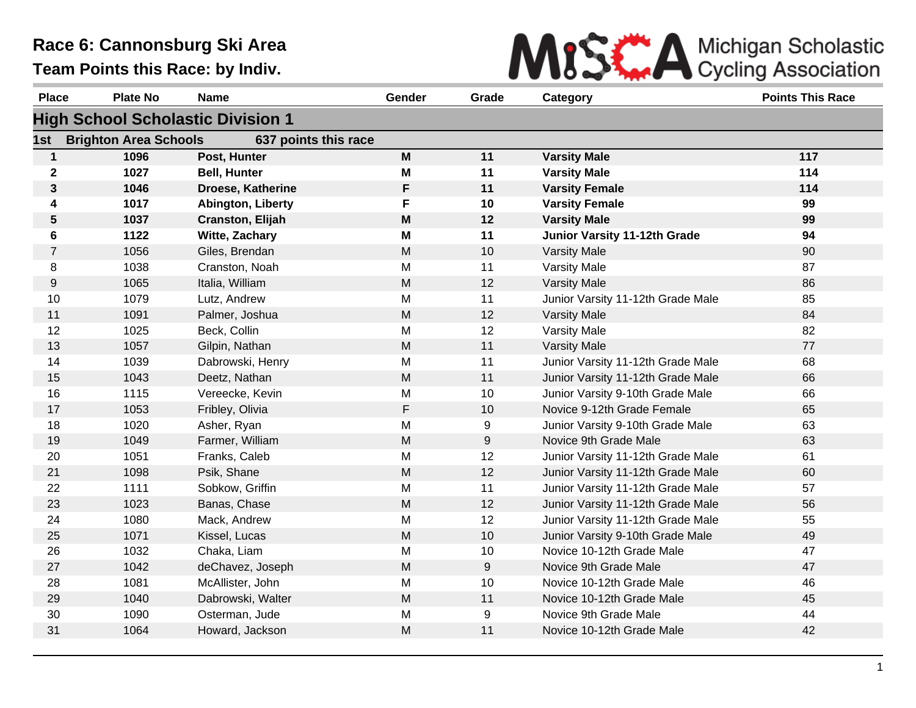# Race 6: Cannonsburg Ski Area

## Team Points this Race: by Indiv.

Michigan Scholastic Cycling Association

| Place | Plate No | Name | Gender | Grade | Category | Points This Race |
|---|---|---|---|---|---|---|
| **High School Scholastic Division 1** | | | | | | |
| **1st** | **Brighton Area Schools** | **637 points this race** | | | | |
| **1** | **1096** | **Post, Hunter** | **M** | **11** | **Varsity Male** | **117** |
| **2** | **1027** | **Bell, Hunter** | **M** | **11** | **Varsity Male** | **114** |
| **3** | **1046** | **Droese, Katherine** | **F** | **11** | **Varsity Female** | **114** |
| **4** | **1017** | **Abington, Liberty** | **F** | **10** | **Varsity Female** | **99** |
| **5** | **1037** | **Cranston, Elijah** | **M** | **12** | **Varsity Male** | **99** |
| **6** | **1122** | **Witte, Zachary** | **M** | **11** | **Junior Varsity 11-12th Grade** | **94** |
| 7 | 1056 | Giles, Brendan | M | 10 | Varsity Male | 90 |
| 8 | 1038 | Cranston, Noah | M | 11 | Varsity Male | 87 |
| 9 | 1065 | Italia, William | M | 12 | Varsity Male | 86 |
| 10 | 1079 | Lutz, Andrew | M | 11 | Junior Varsity 11-12th Grade Male | 85 |
| 11 | 1091 | Palmer, Joshua | M | 12 | Varsity Male | 84 |
| 12 | 1025 | Beck, Collin | M | 12 | Varsity Male | 82 |
| 13 | 1057 | Gilpin, Nathan | M | 11 | Varsity Male | 77 |
| 14 | 1039 | Dabrowski, Henry | M | 11 | Junior Varsity 11-12th Grade Male | 68 |
| 15 | 1043 | Deetz, Nathan | M | 11 | Junior Varsity 11-12th Grade Male | 66 |
| 16 | 1115 | Vereecke, Kevin | M | 10 | Junior Varsity 9-10th Grade Male | 66 |
| 17 | 1053 | Fribley, Olivia | F | 10 | Novice 9-12th Grade Female | 65 |
| 18 | 1020 | Asher, Ryan | M | 9 | Junior Varsity 9-10th Grade Male | 63 |
| 19 | 1049 | Farmer, William | M | 9 | Novice 9th Grade Male | 63 |
| 20 | 1051 | Franks, Caleb | M | 12 | Junior Varsity 11-12th Grade Male | 61 |
| 21 | 1098 | Psik, Shane | M | 12 | Junior Varsity 11-12th Grade Male | 60 |
| 22 | 1111 | Sobkow, Griffin | M | 11 | Junior Varsity 11-12th Grade Male | 57 |
| 23 | 1023 | Banas, Chase | M | 12 | Junior Varsity 11-12th Grade Male | 56 |
| 24 | 1080 | Mack, Andrew | M | 12 | Junior Varsity 11-12th Grade Male | 55 |
| 25 | 1071 | Kissel, Lucas | M | 10 | Junior Varsity 9-10th Grade Male | 49 |
| 26 | 1032 | Chaka, Liam | M | 10 | Novice 10-12th Grade Male | 47 |
| 27 | 1042 | deChavez, Joseph | M | 9 | Novice 9th Grade Male | 47 |
| 28 | 1081 | McAllister, John | M | 10 | Novice 10-12th Grade Male | 46 |
| 29 | 1040 | Dabrowski, Walter | M | 11 | Novice 10-12th Grade Male | 45 |
| 30 | 1090 | Osterman, Jude | M | 9 | Novice 9th Grade Male | 44 |
| 31 | 1064 | Howard, Jackson | M | 11 | Novice 10-12th Grade Male | 42 |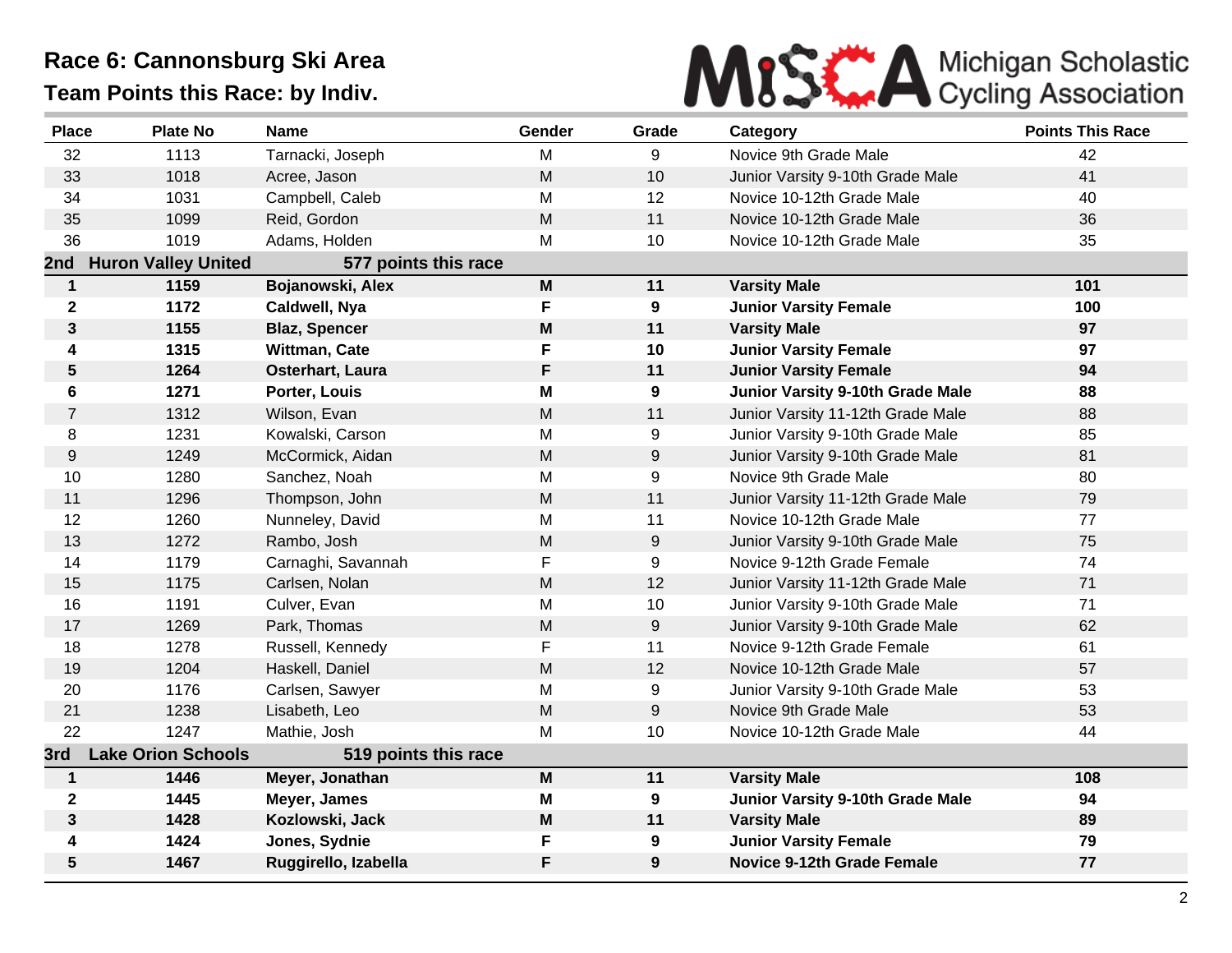# Race 6: Cannonsburg Ski Area

## Team Points this Race: by Indiv.

MiSCA Michigan Scholastic Cycling Association

| Place | Plate No | Name | Gender | Grade | Category | Points This Race |
|---|---|---|---|---|---|---|
| 32 | 1113 | Tarnacki, Joseph | M | 9 | Novice 9th Grade Male | 42 |
| 33 | 1018 | Acree, Jason | M | 10 | Junior Varsity 9-10th Grade Male | 41 |
| 34 | 1031 | Campbell, Caleb | M | 12 | Novice 10-12th Grade Male | 40 |
| 35 | 1099 | Reid, Gordon | M | 11 | Novice 10-12th Grade Male | 36 |
| 36 | 1019 | Adams, Holden | M | 10 | Novice 10-12th Grade Male | 35 |
| **2nd Huron Valley United** | | **577 points this race** | | | | |
| **1** | **1159** | **Bojanowski, Alex** | **M** | **11** | **Varsity Male** | **101** |
| **2** | **1172** | **Caldwell, Nya** | **F** | **9** | **Junior Varsity Female** | **100** |
| **3** | **1155** | **Blaz, Spencer** | **M** | **11** | **Varsity Male** | **97** |
| **4** | **1315** | **Wittman, Cate** | **F** | **10** | **Junior Varsity Female** | **97** |
| **5** | **1264** | **Osterhart, Laura** | **F** | **11** | **Junior Varsity Female** | **94** |
| **6** | **1271** | **Porter, Louis** | **M** | **9** | **Junior Varsity 9-10th Grade Male** | **88** |
| 7 | 1312 | Wilson, Evan | M | 11 | Junior Varsity 11-12th Grade Male | 88 |
| 8 | 1231 | Kowalski, Carson | M | 9 | Junior Varsity 9-10th Grade Male | 85 |
| 9 | 1249 | McCormick, Aidan | M | 9 | Junior Varsity 9-10th Grade Male | 81 |
| 10 | 1280 | Sanchez, Noah | M | 9 | Novice 9th Grade Male | 80 |
| 11 | 1296 | Thompson, John | M | 11 | Junior Varsity 11-12th Grade Male | 79 |
| 12 | 1260 | Nunneley, David | M | 11 | Novice 10-12th Grade Male | 77 |
| 13 | 1272 | Rambo, Josh | M | 9 | Junior Varsity 9-10th Grade Male | 75 |
| 14 | 1179 | Carnaghi, Savannah | F | 9 | Novice 9-12th Grade Female | 74 |
| 15 | 1175 | Carlsen, Nolan | M | 12 | Junior Varsity 11-12th Grade Male | 71 |
| 16 | 1191 | Culver, Evan | M | 10 | Junior Varsity 9-10th Grade Male | 71 |
| 17 | 1269 | Park, Thomas | M | 9 | Junior Varsity 9-10th Grade Male | 62 |
| 18 | 1278 | Russell, Kennedy | F | 11 | Novice 9-12th Grade Female | 61 |
| 19 | 1204 | Haskell, Daniel | M | 12 | Novice 10-12th Grade Male | 57 |
| 20 | 1176 | Carlsen, Sawyer | M | 9 | Junior Varsity 9-10th Grade Male | 53 |
| 21 | 1238 | Lisabeth, Leo | M | 9 | Novice 9th Grade Male | 53 |
| 22 | 1247 | Mathie, Josh | M | 10 | Novice 10-12th Grade Male | 44 |
| **3rd Lake Orion Schools** | | **519 points this race** | | | | |
| **1** | **1446** | **Meyer, Jonathan** | **M** | **11** | **Varsity Male** | **108** |
| **2** | **1445** | **Meyer, James** | **M** | **9** | **Junior Varsity 9-10th Grade Male** | **94** |
| **3** | **1428** | **Kozlowski, Jack** | **M** | **11** | **Varsity Male** | **89** |
| **4** | **1424** | **Jones, Sydnie** | **F** | **9** | **Junior Varsity Female** | **79** |
| **5** | **1467** | **Ruggirello, Izabella** | **F** | **9** | **Novice 9-12th Grade Female** | **77** |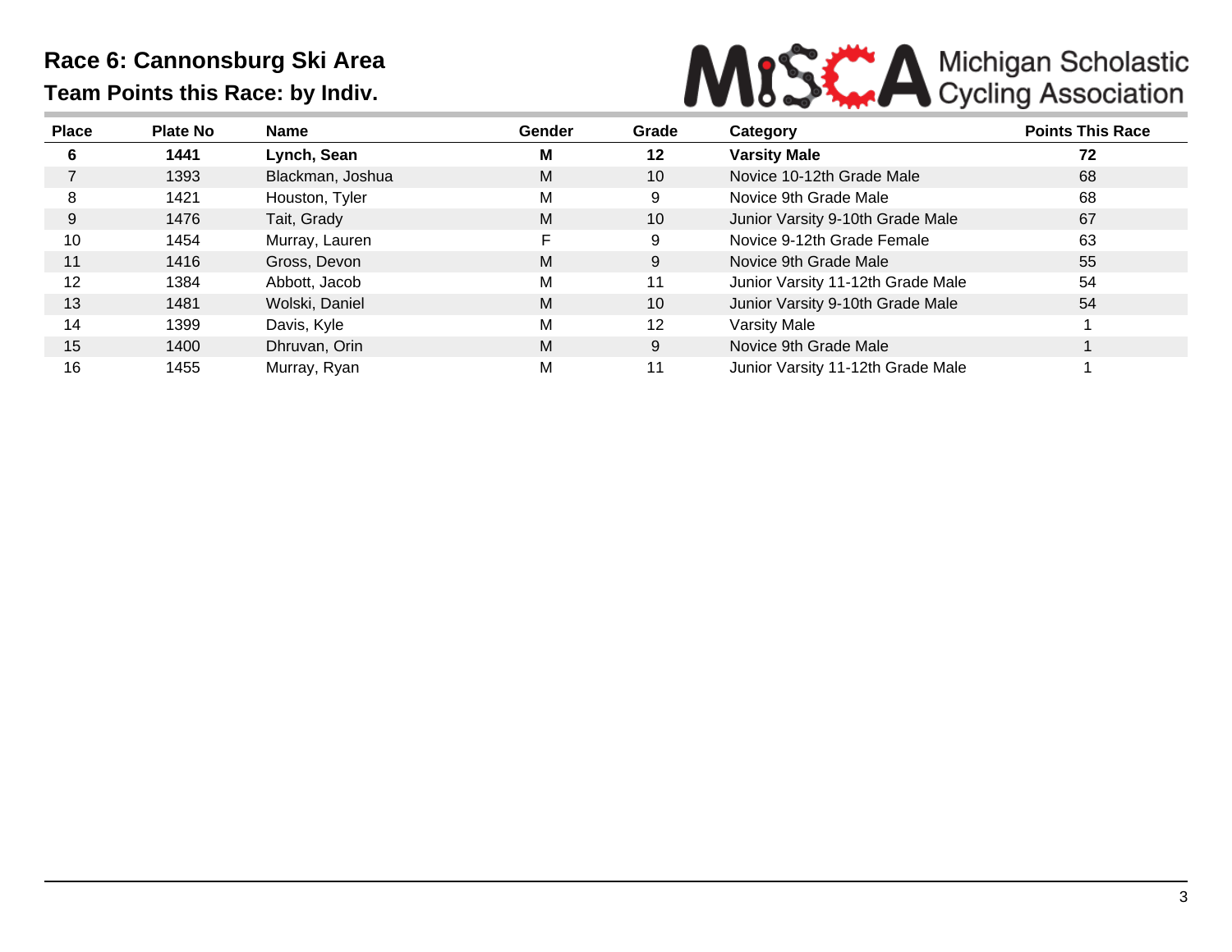# Race 6: Cannonsburg Ski Area

## Team Points this Race: by Indiv.

Michigan Scholastic Cycling Association

| Place | Plate No | Name | Gender | Grade | Category | Points This Race |
|---|---|---|---|---|---|---|
| **6** | **1441** | **Lynch, Sean** | **M** | **12** | **Varsity Male** | **72** |
| 7 | 1393 | Blackman, Joshua | M | 10 | Novice 10-12th Grade Male | 68 |
| 8 | 1421 | Houston, Tyler | M | 9 | Novice 9th Grade Male | 68 |
| 9 | 1476 | Tait, Grady | M | 10 | Junior Varsity 9-10th Grade Male | 67 |
| 10 | 1454 | Murray, Lauren | F | 9 | Novice 9-12th Grade Female | 63 |
| 11 | 1416 | Gross, Devon | M | 9 | Novice 9th Grade Male | 55 |
| 12 | 1384 | Abbott, Jacob | M | 11 | Junior Varsity 11-12th Grade Male | 54 |
| 13 | 1481 | Wolski, Daniel | M | 10 | Junior Varsity 9-10th Grade Male | 54 |
| 14 | 1399 | Davis, Kyle | M | 12 | Varsity Male | 1 |
| 15 | 1400 | Dhruvan, Orin | M | 9 | Novice 9th Grade Male | 1 |
| 16 | 1455 | Murray, Ryan | M | 11 | Junior Varsity 11-12th Grade Male | 1 |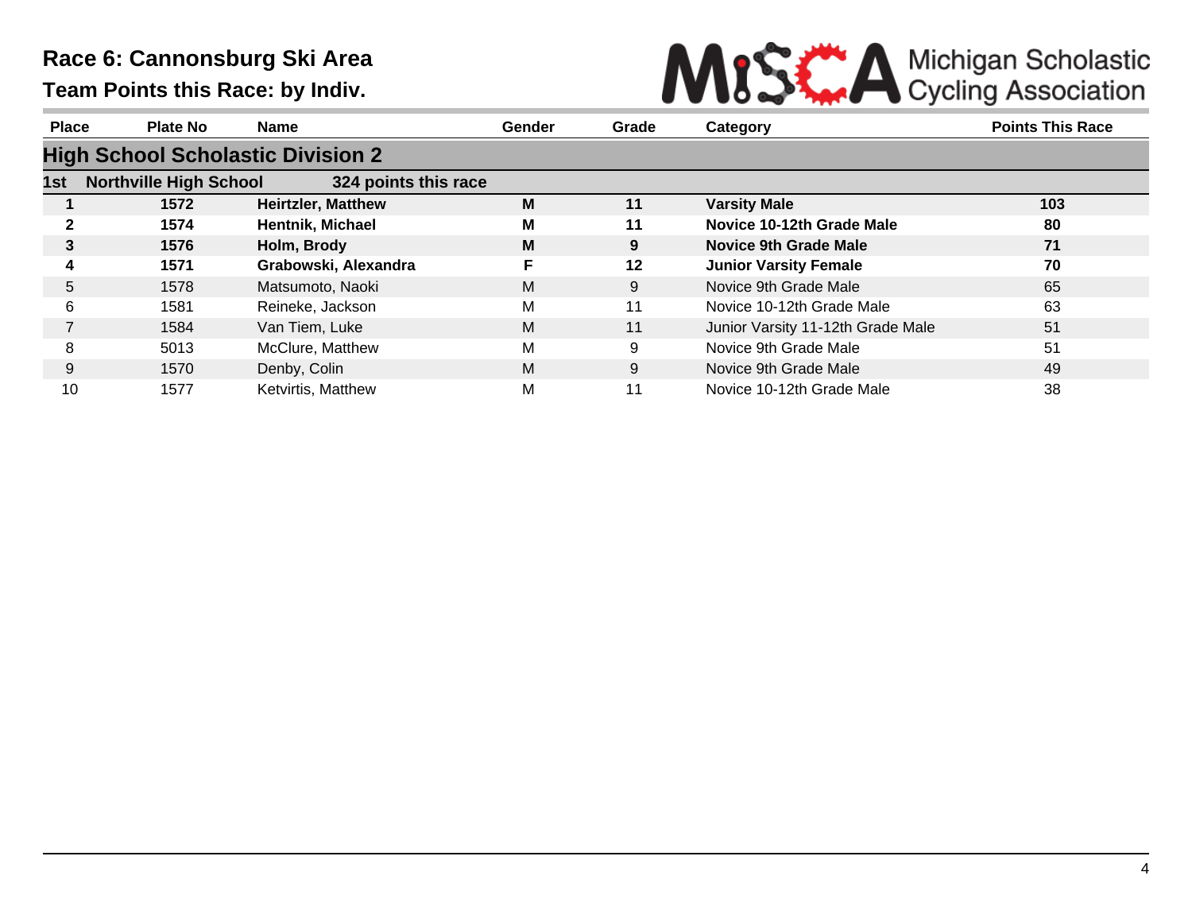# Race 6: Cannonsburg Ski Area

## Team Points this Race: by Indiv.

| Place | Plate No | Name | Gender | Grade | Category | Points This Race |
|---|---|---|---|---|---|---|
| **High School Scholastic Division 2** | | | | | | |
| **1st** | **Northville High School** | **324 points this race** | | | | |
| **1** | **1572** | **Heirtzler, Matthew** | **M** | **11** | **Varsity Male** | **103** |
| **2** | **1574** | **Hentnik, Michael** | **M** | **11** | **Novice 10-12th Grade Male** | **80** |
| **3** | **1576** | **Holm, Brody** | **M** | **9** | **Novice 9th Grade Male** | **71** |
| **4** | **1571** | **Grabowski, Alexandra** | **F** | **12** | **Junior Varsity Female** | **70** |
| 5 | 1578 | Matsumoto, Naoki | M | 9 | Novice 9th Grade Male | 65 |
| 6 | 1581 | Reineke, Jackson | M | 11 | Novice 10-12th Grade Male | 63 |
| 7 | 1584 | Van Tiem, Luke | M | 11 | Junior Varsity 11-12th Grade Male | 51 |
| 8 | 5013 | McClure, Matthew | M | 9 | Novice 9th Grade Male | 51 |
| 9 | 1570 | Denby, Colin | M | 9 | Novice 9th Grade Male | 49 |
| 10 | 1577 | Ketvirtis, Matthew | M | 11 | Novice 10-12th Grade Male | 38 |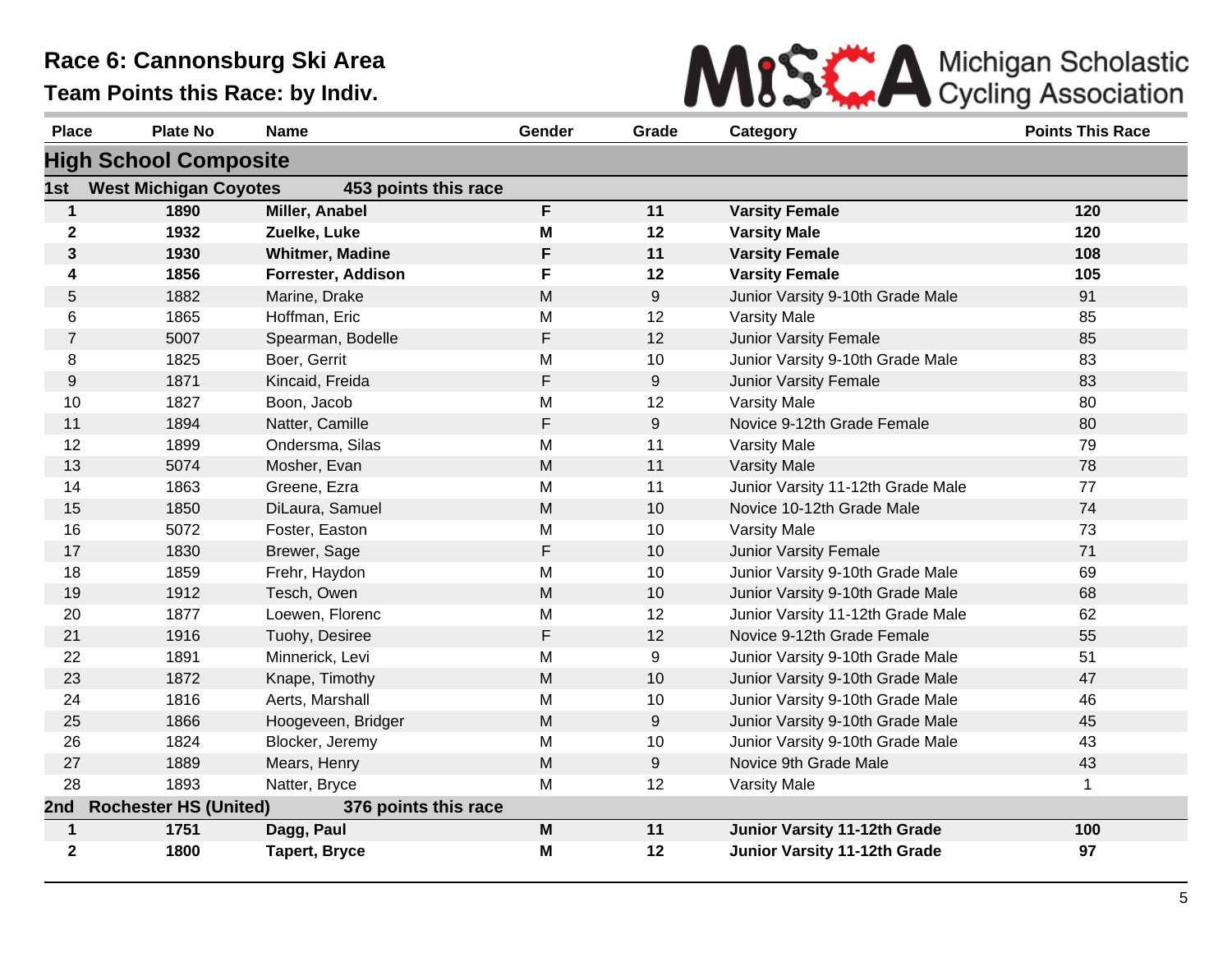# Race 6: Cannonsburg Ski Area

## Team Points this Race: by Indiv.

Michigan Scholastic Cycling Association

| Place | Plate No | Name | Gender | Grade | Category | Points This Race |
|---|---|---|---|---|---|---|
| **High School Composite** | | | | | | |
| **1st** | **West Michigan Coyotes** | **453 points this race** | | | | |
| **1** | **1890** | **Miller, Anabel** | **F** | **11** | **Varsity Female** | **120** |
| **2** | **1932** | **Zuelke, Luke** | **M** | **12** | **Varsity Male** | **120** |
| **3** | **1930** | **Whitmer, Madine** | **F** | **11** | **Varsity Female** | **108** |
| **4** | **1856** | **Forrester, Addison** | **F** | **12** | **Varsity Female** | **105** |
| 5 | 1882 | Marine, Drake | M | 9 | Junior Varsity 9-10th Grade Male | 91 |
| 6 | 1865 | Hoffman, Eric | M | 12 | Varsity Male | 85 |
| 7 | 5007 | Spearman, Bodelle | F | 12 | Junior Varsity Female | 85 |
| 8 | 1825 | Boer, Gerrit | M | 10 | Junior Varsity 9-10th Grade Male | 83 |
| 9 | 1871 | Kincaid, Freida | F | 9 | Junior Varsity Female | 83 |
| 10 | 1827 | Boon, Jacob | M | 12 | Varsity Male | 80 |
| 11 | 1894 | Natter, Camille | F | 9 | Novice 9-12th Grade Female | 80 |
| 12 | 1899 | Ondersma, Silas | M | 11 | Varsity Male | 79 |
| 13 | 5074 | Mosher, Evan | M | 11 | Varsity Male | 78 |
| 14 | 1863 | Greene, Ezra | M | 11 | Junior Varsity 11-12th Grade Male | 77 |
| 15 | 1850 | DiLaura, Samuel | M | 10 | Novice 10-12th Grade Male | 74 |
| 16 | 5072 | Foster, Easton | M | 10 | Varsity Male | 73 |
| 17 | 1830 | Brewer, Sage | F | 10 | Junior Varsity Female | 71 |
| 18 | 1859 | Frehr, Haydon | M | 10 | Junior Varsity 9-10th Grade Male | 69 |
| 19 | 1912 | Tesch, Owen | M | 10 | Junior Varsity 9-10th Grade Male | 68 |
| 20 | 1877 | Loewen, Florenc | M | 12 | Junior Varsity 11-12th Grade Male | 62 |
| 21 | 1916 | Tuohy, Desiree | F | 12 | Novice 9-12th Grade Female | 55 |
| 22 | 1891 | Minnerick, Levi | M | 9 | Junior Varsity 9-10th Grade Male | 51 |
| 23 | 1872 | Knape, Timothy | M | 10 | Junior Varsity 9-10th Grade Male | 47 |
| 24 | 1816 | Aerts, Marshall | M | 10 | Junior Varsity 9-10th Grade Male | 46 |
| 25 | 1866 | Hoogeveen, Bridger | M | 9 | Junior Varsity 9-10th Grade Male | 45 |
| 26 | 1824 | Blocker, Jeremy | M | 10 | Junior Varsity 9-10th Grade Male | 43 |
| 27 | 1889 | Mears, Henry | M | 9 | Novice 9th Grade Male | 43 |
| 28 | 1893 | Natter, Bryce | M | 12 | Varsity Male | 1 |
| **2nd** | **Rochester HS (United)** | **376 points this race** | | | | |
| **1** | **1751** | **Dagg, Paul** | **M** | **11** | **Junior Varsity 11-12th Grade** | **100** |
| **2** | **1800** | **Tapert, Bryce** | **M** | **12** | **Junior Varsity 11-12th Grade** | **97** |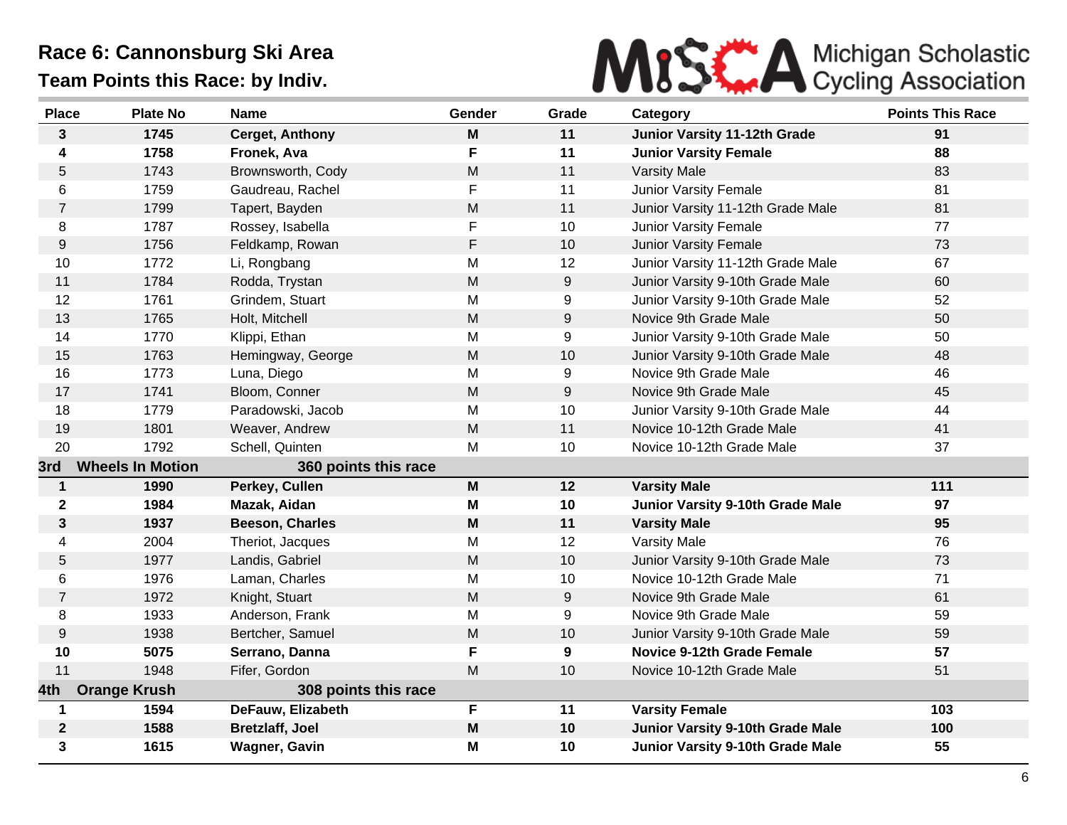# Race 6: Cannonsburg Ski Area

## Team Points this Race: by Indiv.

Michigan Scholastic Cycling Association

| Place | Plate No | Name | Gender | Grade | Category | Points This Race |
|---|---|---|---|---|---|---|
| **3** | **1745** | **Cerget, Anthony** | **M** | **11** | **Junior Varsity 11-12th Grade** | **91** |
| **4** | **1758** | **Fronek, Ava** | **F** | **11** | **Junior Varsity Female** | **88** |
| 5 | 1743 | Brownsworth, Cody | M | 11 | Varsity Male | 83 |
| 6 | 1759 | Gaudreau, Rachel | F | 11 | Junior Varsity Female | 81 |
| 7 | 1799 | Tapert, Bayden | M | 11 | Junior Varsity 11-12th Grade Male | 81 |
| 8 | 1787 | Rossey, Isabella | F | 10 | Junior Varsity Female | 77 |
| 9 | 1756 | Feldkamp, Rowan | F | 10 | Junior Varsity Female | 73 |
| 10 | 1772 | Li, Rongbang | M | 12 | Junior Varsity 11-12th Grade Male | 67 |
| 11 | 1784 | Rodda, Trystan | M | 9 | Junior Varsity 9-10th Grade Male | 60 |
| 12 | 1761 | Grindem, Stuart | M | 9 | Junior Varsity 9-10th Grade Male | 52 |
| 13 | 1765 | Holt, Mitchell | M | 9 | Novice 9th Grade Male | 50 |
| 14 | 1770 | Klippi, Ethan | M | 9 | Junior Varsity 9-10th Grade Male | 50 |
| 15 | 1763 | Hemingway, George | M | 10 | Junior Varsity 9-10th Grade Male | 48 |
| 16 | 1773 | Luna, Diego | M | 9 | Novice 9th Grade Male | 46 |
| 17 | 1741 | Bloom, Conner | M | 9 | Novice 9th Grade Male | 45 |
| 18 | 1779 | Paradowski, Jacob | M | 10 | Junior Varsity 9-10th Grade Male | 44 |
| 19 | 1801 | Weaver, Andrew | M | 11 | Novice 10-12th Grade Male | 41 |
| 20 | 1792 | Schell, Quinten | M | 10 | Novice 10-12th Grade Male | 37 |
| **3rd** | **Wheels In Motion** | **360 points this race** | | | | |
| **1** | **1990** | **Perkey, Cullen** | **M** | **12** | **Varsity Male** | **111** |
| **2** | **1984** | **Mazak, Aidan** | **M** | **10** | **Junior Varsity 9-10th Grade Male** | **97** |
| **3** | **1937** | **Beeson, Charles** | **M** | **11** | **Varsity Male** | **95** |
| 4 | 2004 | Theriot, Jacques | M | 12 | Varsity Male | 76 |
| 5 | 1977 | Landis, Gabriel | M | 10 | Junior Varsity 9-10th Grade Male | 73 |
| 6 | 1976 | Laman, Charles | M | 10 | Novice 10-12th Grade Male | 71 |
| 7 | 1972 | Knight, Stuart | M | 9 | Novice 9th Grade Male | 61 |
| 8 | 1933 | Anderson, Frank | M | 9 | Novice 9th Grade Male | 59 |
| 9 | 1938 | Bertcher, Samuel | M | 10 | Junior Varsity 9-10th Grade Male | 59 |
| **10** | **5075** | **Serrano, Danna** | **F** | **9** | **Novice 9-12th Grade Female** | **57** |
| 11 | 1948 | Fifer, Gordon | M | 10 | Novice 10-12th Grade Male | 51 |
| **4th** | **Orange Krush** | **308 points this race** | | | | |
| **1** | **1594** | **DeFauw, Elizabeth** | **F** | **11** | **Varsity Female** | **103** |
| **2** | **1588** | **Bretzlaff, Joel** | **M** | **10** | **Junior Varsity 9-10th Grade Male** | **100** |
| **3** | **1615** | **Wagner, Gavin** | **M** | **10** | **Junior Varsity 9-10th Grade Male** | **55** |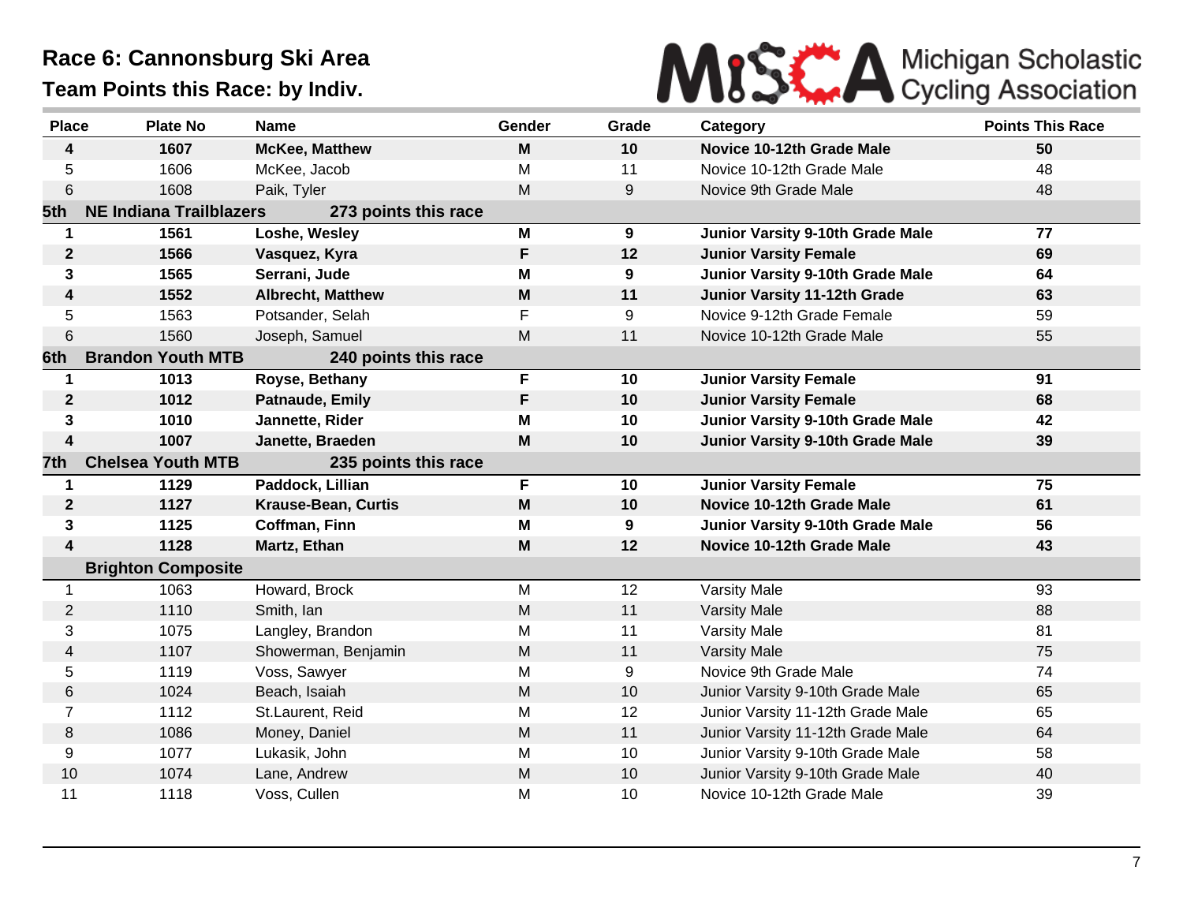# Race 6: Cannonsburg Ski Area

## Team Points this Race: by Indiv.

Michigan Scholastic Cycling Association

| Place | Plate No | Name | Gender | Grade | Category | Points This Race |
|---|---|---|---|---|---|---|
| **4** | **1607** | **McKee, Matthew** | **M** | **10** | **Novice 10-12th Grade Male** | **50** |
| 5 | 1606 | McKee, Jacob | M | 11 | Novice 10-12th Grade Male | 48 |
| 6 | 1608 | Paik, Tyler | M | 9 | Novice 9th Grade Male | 48 |
| **5th** | **NE Indiana Trailblazers** | **273 points this race** | | | | |
| **1** | **1561** | **Loshe, Wesley** | **M** | **9** | **Junior Varsity 9-10th Grade Male** | **77** |
| **2** | **1566** | **Vasquez, Kyra** | **F** | **12** | **Junior Varsity Female** | **69** |
| **3** | **1565** | **Serrani, Jude** | **M** | **9** | **Junior Varsity 9-10th Grade Male** | **64** |
| **4** | **1552** | **Albrecht, Matthew** | **M** | **11** | **Junior Varsity 11-12th Grade** | **63** |
| 5 | 1563 | Potsander, Selah | F | 9 | Novice 9-12th Grade Female | 59 |
| 6 | 1560 | Joseph, Samuel | M | 11 | Novice 10-12th Grade Male | 55 |
| **6th** | **Brandon Youth MTB** | **240 points this race** | | | | |
| **1** | **1013** | **Royse, Bethany** | **F** | **10** | **Junior Varsity Female** | **91** |
| **2** | **1012** | **Patnaude, Emily** | **F** | **10** | **Junior Varsity Female** | **68** |
| **3** | **1010** | **Jannette, Rider** | **M** | **10** | **Junior Varsity 9-10th Grade Male** | **42** |
| **4** | **1007** | **Janette, Braeden** | **M** | **10** | **Junior Varsity 9-10th Grade Male** | **39** |
| **7th** | **Chelsea Youth MTB** | **235 points this race** | | | | |
| **1** | **1129** | **Paddock, Lillian** | **F** | **10** | **Junior Varsity Female** | **75** |
| **2** | **1127** | **Krause-Bean, Curtis** | **M** | **10** | **Novice 10-12th Grade Male** | **61** |
| **3** | **1125** | **Coffman, Finn** | **M** | **9** | **Junior Varsity 9-10th Grade Male** | **56** |
| **4** | **1128** | **Martz, Ethan** | **M** | **12** | **Novice 10-12th Grade Male** | **43** |
| | **Brighton Composite** | | | | | |
| 1 | 1063 | Howard, Brock | M | 12 | Varsity Male | 93 |
| 2 | 1110 | Smith, Ian | M | 11 | Varsity Male | 88 |
| 3 | 1075 | Langley, Brandon | M | 11 | Varsity Male | 81 |
| 4 | 1107 | Showerman, Benjamin | M | 11 | Varsity Male | 75 |
| 5 | 1119 | Voss, Sawyer | M | 9 | Novice 9th Grade Male | 74 |
| 6 | 1024 | Beach, Isaiah | M | 10 | Junior Varsity 9-10th Grade Male | 65 |
| 7 | 1112 | St.Laurent, Reid | M | 12 | Junior Varsity 11-12th Grade Male | 65 |
| 8 | 1086 | Money, Daniel | M | 11 | Junior Varsity 11-12th Grade Male | 64 |
| 9 | 1077 | Lukasik, John | M | 10 | Junior Varsity 9-10th Grade Male | 58 |
| 10 | 1074 | Lane, Andrew | M | 10 | Junior Varsity 9-10th Grade Male | 40 |
| 11 | 1118 | Voss, Cullen | M | 10 | Novice 10-12th Grade Male | 39 |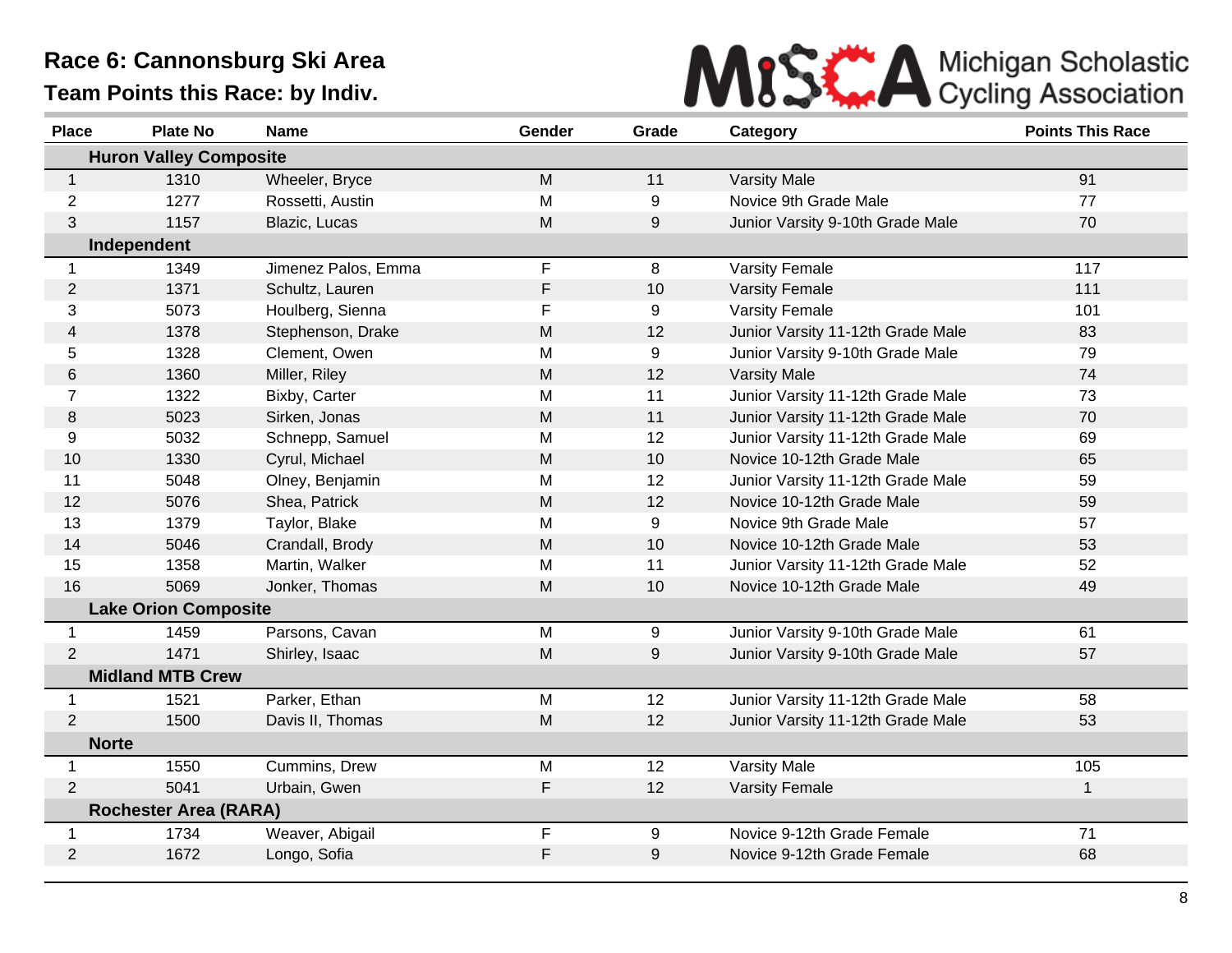# Race 6: Cannonsburg Ski Area

## Team Points this Race: by Indiv.

Michigan Scholastic Cycling Association

| Place | Plate No | Name | Gender | Grade | Category | Points This Race |
|---|---|---|---|---|---|---|
| **Huron Valley Composite** | | | | | | |
| 1 | 1310 | Wheeler, Bryce | M | 11 | Varsity Male | 91 |
| 2 | 1277 | Rossetti, Austin | M | 9 | Novice 9th Grade Male | 77 |
| 3 | 1157 | Blazic, Lucas | M | 9 | Junior Varsity 9-10th Grade Male | 70 |
| **Independent** | | | | | | |
| 1 | 1349 | Jimenez Palos, Emma | F | 8 | Varsity Female | 117 |
| 2 | 1371 | Schultz, Lauren | F | 10 | Varsity Female | 111 |
| 3 | 5073 | Houlberg, Sienna | F | 9 | Varsity Female | 101 |
| 4 | 1378 | Stephenson, Drake | M | 12 | Junior Varsity 11-12th Grade Male | 83 |
| 5 | 1328 | Clement, Owen | M | 9 | Junior Varsity 9-10th Grade Male | 79 |
| 6 | 1360 | Miller, Riley | M | 12 | Varsity Male | 74 |
| 7 | 1322 | Bixby, Carter | M | 11 | Junior Varsity 11-12th Grade Male | 73 |
| 8 | 5023 | Sirken, Jonas | M | 11 | Junior Varsity 11-12th Grade Male | 70 |
| 9 | 5032 | Schnepp, Samuel | M | 12 | Junior Varsity 11-12th Grade Male | 69 |
| 10 | 1330 | Cyrul, Michael | M | 10 | Novice 10-12th Grade Male | 65 |
| 11 | 5048 | Olney, Benjamin | M | 12 | Junior Varsity 11-12th Grade Male | 59 |
| 12 | 5076 | Shea, Patrick | M | 12 | Novice 10-12th Grade Male | 59 |
| 13 | 1379 | Taylor, Blake | M | 9 | Novice 9th Grade Male | 57 |
| 14 | 5046 | Crandall, Brody | M | 10 | Novice 10-12th Grade Male | 53 |
| 15 | 1358 | Martin, Walker | M | 11 | Junior Varsity 11-12th Grade Male | 52 |
| 16 | 5069 | Jonker, Thomas | M | 10 | Novice 10-12th Grade Male | 49 |
| **Lake Orion Composite** | | | | | | |
| 1 | 1459 | Parsons, Cavan | M | 9 | Junior Varsity 9-10th Grade Male | 61 |
| 2 | 1471 | Shirley, Isaac | M | 9 | Junior Varsity 9-10th Grade Male | 57 |
| **Midland MTB Crew** | | | | | | |
| 1 | 1521 | Parker, Ethan | M | 12 | Junior Varsity 11-12th Grade Male | 58 |
| 2 | 1500 | Davis II, Thomas | M | 12 | Junior Varsity 11-12th Grade Male | 53 |
| **Norte** | | | | | | |
| 1 | 1550 | Cummins, Drew | M | 12 | Varsity Male | 105 |
| 2 | 5041 | Urbain, Gwen | F | 12 | Varsity Female | 1 |
| **Rochester Area (RARA)** | | | | | | |
| 1 | 1734 | Weaver, Abigail | F | 9 | Novice 9-12th Grade Female | 71 |
| 2 | 1672 | Longo, Sofia | F | 9 | Novice 9-12th Grade Female | 68 |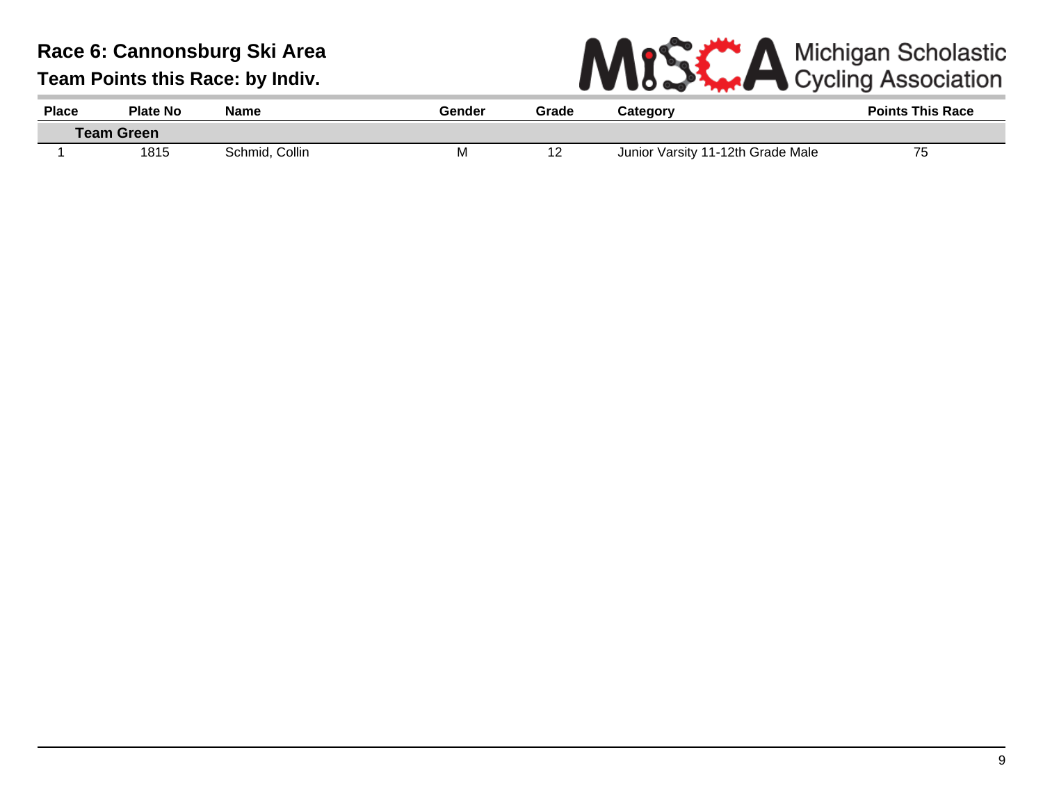# Race 6: Cannonsburg Ski Area

## Team Points this Race: by Indiv.

Michigan Scholastic Cycling Association

| Place | Plate No | Name | Gender | Grade | Category | Points This Race |
|---|---|---|---|---|---|---|
| **Team Green** | | | | | | |
| 1 | 1815 | Schmid, Collin | M | 12 | Junior Varsity 11-12th Grade Male | 75 |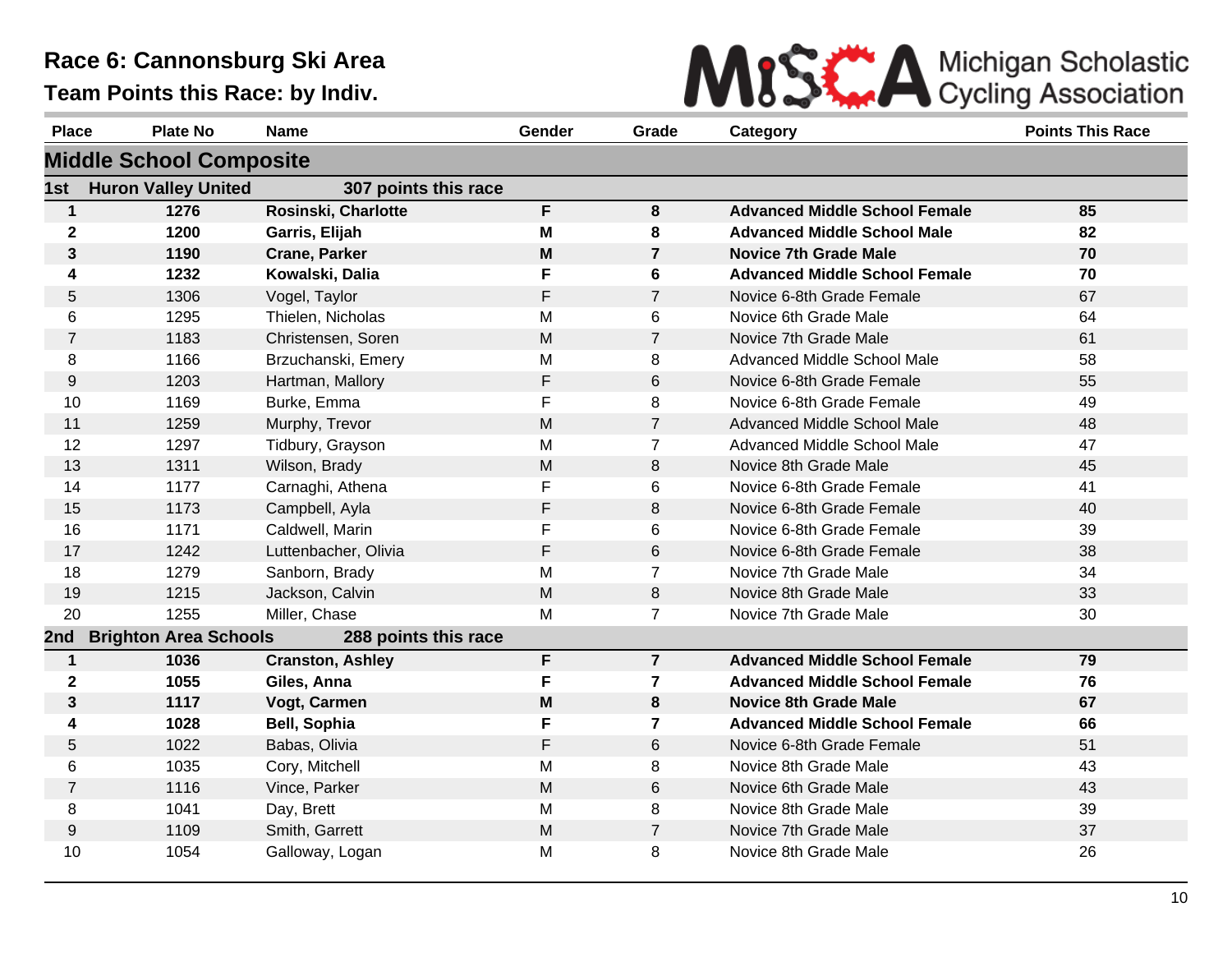# Race 6: Cannonsburg Ski Area

## Team Points this Race: by Indiv.

MiSCA Michigan Scholastic Cycling Association

| Place | Plate No | Name | Gender | Grade | Category | Points This Race |
|---|---|---|---|---|---|---|
| **Middle School Composite** | | | | | | |
| **1st** | **Huron Valley United** | **307 points this race** | | | | |
| **1** | **1276** | **Rosinski, Charlotte** | **F** | **8** | **Advanced Middle School Female** | **85** |
| **2** | **1200** | **Garris, Elijah** | **M** | **8** | **Advanced Middle School Male** | **82** |
| **3** | **1190** | **Crane, Parker** | **M** | **7** | **Novice 7th Grade Male** | **70** |
| **4** | **1232** | **Kowalski, Dalia** | **F** | **6** | **Advanced Middle School Female** | **70** |
| 5 | 1306 | Vogel, Taylor | F | 7 | Novice 6-8th Grade Female | 67 |
| 6 | 1295 | Thielen, Nicholas | M | 6 | Novice 6th Grade Male | 64 |
| 7 | 1183 | Christensen, Soren | M | 7 | Novice 7th Grade Male | 61 |
| 8 | 1166 | Brzuchanski, Emery | M | 8 | Advanced Middle School Male | 58 |
| 9 | 1203 | Hartman, Mallory | F | 6 | Novice 6-8th Grade Female | 55 |
| 10 | 1169 | Burke, Emma | F | 8 | Novice 6-8th Grade Female | 49 |
| 11 | 1259 | Murphy, Trevor | M | 7 | Advanced Middle School Male | 48 |
| 12 | 1297 | Tidbury, Grayson | M | 7 | Advanced Middle School Male | 47 |
| 13 | 1311 | Wilson, Brady | M | 8 | Novice 8th Grade Male | 45 |
| 14 | 1177 | Carnaghi, Athena | F | 6 | Novice 6-8th Grade Female | 41 |
| 15 | 1173 | Campbell, Ayla | F | 8 | Novice 6-8th Grade Female | 40 |
| 16 | 1171 | Caldwell, Marin | F | 6 | Novice 6-8th Grade Female | 39 |
| 17 | 1242 | Luttenbacher, Olivia | F | 6 | Novice 6-8th Grade Female | 38 |
| 18 | 1279 | Sanborn, Brady | M | 7 | Novice 7th Grade Male | 34 |
| 19 | 1215 | Jackson, Calvin | M | 8 | Novice 8th Grade Male | 33 |
| 20 | 1255 | Miller, Chase | M | 7 | Novice 7th Grade Male | 30 |
| **2nd** | **Brighton Area Schools** | **288 points this race** | | | | |
| **1** | **1036** | **Cranston, Ashley** | **F** | **7** | **Advanced Middle School Female** | **79** |
| **2** | **1055** | **Giles, Anna** | **F** | **7** | **Advanced Middle School Female** | **76** |
| **3** | **1117** | **Vogt, Carmen** | **M** | **8** | **Novice 8th Grade Male** | **67** |
| **4** | **1028** | **Bell, Sophia** | **F** | **7** | **Advanced Middle School Female** | **66** |
| 5 | 1022 | Babas, Olivia | F | 6 | Novice 6-8th Grade Female | 51 |
| 6 | 1035 | Cory, Mitchell | M | 8 | Novice 8th Grade Male | 43 |
| 7 | 1116 | Vince, Parker | M | 6 | Novice 6th Grade Male | 43 |
| 8 | 1041 | Day, Brett | M | 8 | Novice 8th Grade Male | 39 |
| 9 | 1109 | Smith, Garrett | M | 7 | Novice 7th Grade Male | 37 |
| 10 | 1054 | Galloway, Logan | M | 8 | Novice 8th Grade Male | 26 |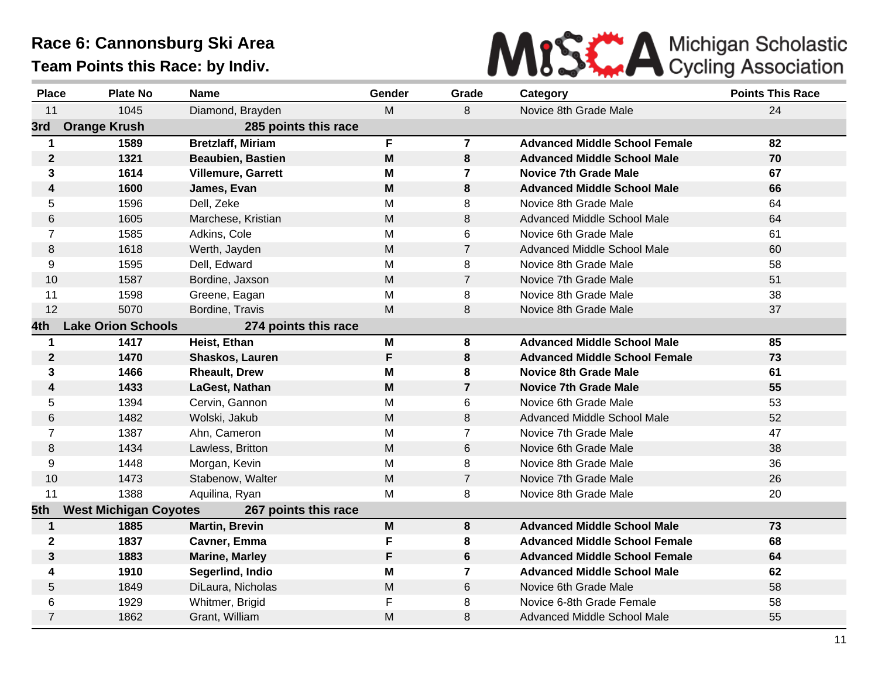# Race 6: Cannonsburg Ski Area

## Team Points this Race: by Indiv.

Michigan Scholastic Cycling Association

| Place | Plate No | Name | Gender | Grade | Category | Points This Race |
|---|---|---|---|---|---|---|
| 11 | 1045 | Diamond, Brayden | M | 8 | Novice 8th Grade Male | 24 |
| **3rd** | **Orange Krush** | **285 points this race** | | | | |
| **1** | **1589** | **Bretzlaff, Miriam** | **F** | **7** | **Advanced Middle School Female** | **82** |
| **2** | **1321** | **Beaubien, Bastien** | **M** | **8** | **Advanced Middle School Male** | **70** |
| **3** | **1614** | **Villemure, Garrett** | **M** | **7** | **Novice 7th Grade Male** | **67** |
| **4** | **1600** | **James, Evan** | **M** | **8** | **Advanced Middle School Male** | **66** |
| 5 | 1596 | Dell, Zeke | M | 8 | Novice 8th Grade Male | 64 |
| 6 | 1605 | Marchese, Kristian | M | 8 | Advanced Middle School Male | 64 |
| 7 | 1585 | Adkins, Cole | M | 6 | Novice 6th Grade Male | 61 |
| 8 | 1618 | Werth, Jayden | M | 7 | Advanced Middle School Male | 60 |
| 9 | 1595 | Dell, Edward | M | 8 | Novice 8th Grade Male | 58 |
| 10 | 1587 | Bordine, Jaxson | M | 7 | Novice 7th Grade Male | 51 |
| 11 | 1598 | Greene, Eagan | M | 8 | Novice 8th Grade Male | 38 |
| 12 | 5070 | Bordine, Travis | M | 8 | Novice 8th Grade Male | 37 |
| **4th** | **Lake Orion Schools** | **274 points this race** | | | | |
| **1** | **1417** | **Heist, Ethan** | **M** | **8** | **Advanced Middle School Male** | **85** |
| **2** | **1470** | **Shaskos, Lauren** | **F** | **8** | **Advanced Middle School Female** | **73** |
| **3** | **1466** | **Rheault, Drew** | **M** | **8** | **Novice 8th Grade Male** | **61** |
| **4** | **1433** | **LaGest, Nathan** | **M** | **7** | **Novice 7th Grade Male** | **55** |
| 5 | 1394 | Cervin, Gannon | M | 6 | Novice 6th Grade Male | 53 |
| 6 | 1482 | Wolski, Jakub | M | 8 | Advanced Middle School Male | 52 |
| 7 | 1387 | Ahn, Cameron | M | 7 | Novice 7th Grade Male | 47 |
| 8 | 1434 | Lawless, Britton | M | 6 | Novice 6th Grade Male | 38 |
| 9 | 1448 | Morgan, Kevin | M | 8 | Novice 8th Grade Male | 36 |
| 10 | 1473 | Stabenow, Walter | M | 7 | Novice 7th Grade Male | 26 |
| 11 | 1388 | Aquilina, Ryan | M | 8 | Novice 8th Grade Male | 20 |
| **5th** | **West Michigan Coyotes** | **267 points this race** | | | | |
| **1** | **1885** | **Martin, Brevin** | **M** | **8** | **Advanced Middle School Male** | **73** |
| **2** | **1837** | **Cavner, Emma** | **F** | **8** | **Advanced Middle School Female** | **68** |
| **3** | **1883** | **Marine, Marley** | **F** | **6** | **Advanced Middle School Female** | **64** |
| **4** | **1910** | **Segerlind, Indio** | **M** | **7** | **Advanced Middle School Male** | **62** |
| 5 | 1849 | DiLaura, Nicholas | M | 6 | Novice 6th Grade Male | 58 |
| 6 | 1929 | Whitmer, Brigid | F | 8 | Novice 6-8th Grade Female | 58 |
| 7 | 1862 | Grant, William | M | 8 | Advanced Middle School Male | 55 |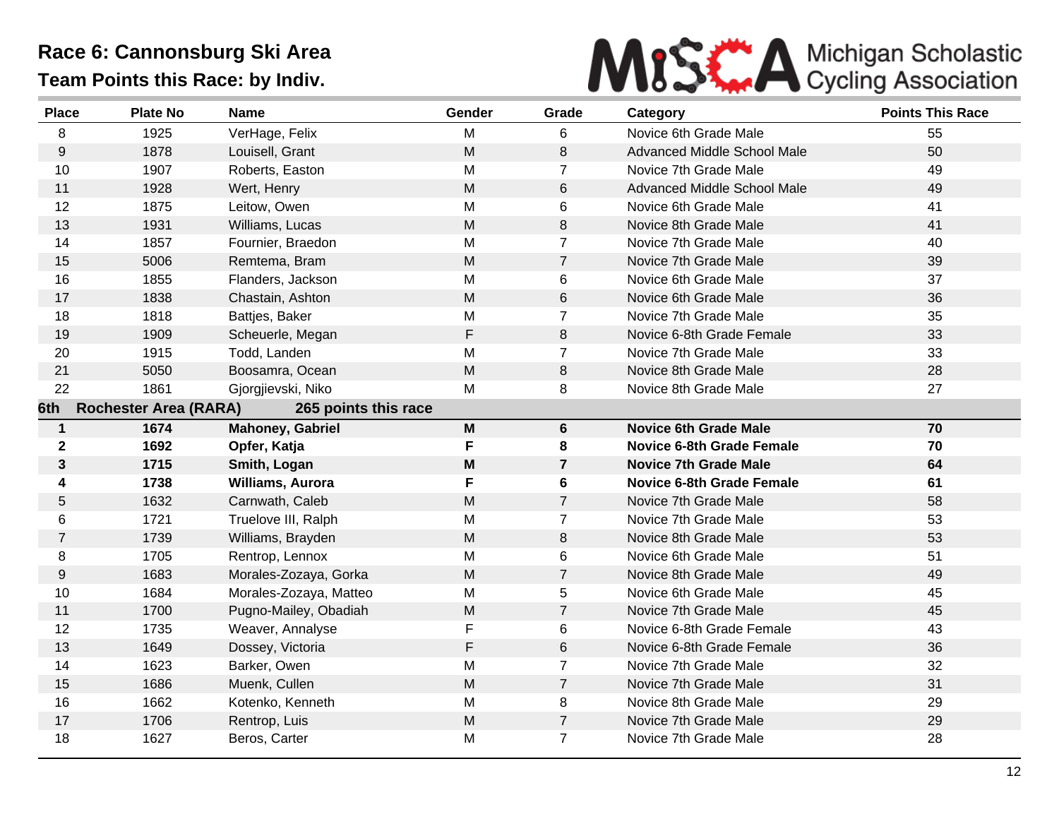# Race 6: Cannonsburg Ski Area

## Team Points this Race: by Indiv.

| Place | Plate No | Name | Gender | Grade | Category | Points This Race |
|---|---|---|---|---|---|---|
| 8 | 1925 | VerHage, Felix | M | 6 | Novice 6th Grade Male | 55 |
| 9 | 1878 | Louisell, Grant | M | 8 | Advanced Middle School Male | 50 |
| 10 | 1907 | Roberts, Easton | M | 7 | Novice 7th Grade Male | 49 |
| 11 | 1928 | Wert, Henry | M | 6 | Advanced Middle School Male | 49 |
| 12 | 1875 | Leitow, Owen | M | 6 | Novice 6th Grade Male | 41 |
| 13 | 1931 | Williams, Lucas | M | 8 | Novice 8th Grade Male | 41 |
| 14 | 1857 | Fournier, Braedon | M | 7 | Novice 7th Grade Male | 40 |
| 15 | 5006 | Remtema, Bram | M | 7 | Novice 7th Grade Male | 39 |
| 16 | 1855 | Flanders, Jackson | M | 6 | Novice 6th Grade Male | 37 |
| 17 | 1838 | Chastain, Ashton | M | 6 | Novice 6th Grade Male | 36 |
| 18 | 1818 | Battjes, Baker | M | 7 | Novice 7th Grade Male | 35 |
| 19 | 1909 | Scheuerle, Megan | F | 8 | Novice 6-8th Grade Female | 33 |
| 20 | 1915 | Todd, Landen | M | 7 | Novice 7th Grade Male | 33 |
| 21 | 5050 | Boosamra, Ocean | M | 8 | Novice 8th Grade Male | 28 |
| 22 | 1861 | Gjorgjievski, Niko | M | 8 | Novice 8th Grade Male | 27 |
| **6th** | **Rochester Area (RARA)** | **265 points this race** | | | | |
| **1** | **1674** | **Mahoney, Gabriel** | **M** | **6** | **Novice 6th Grade Male** | **70** |
| **2** | **1692** | **Opfer, Katja** | **F** | **8** | **Novice 6-8th Grade Female** | **70** |
| **3** | **1715** | **Smith, Logan** | **M** | **7** | **Novice 7th Grade Male** | **64** |
| **4** | **1738** | **Williams, Aurora** | **F** | **6** | **Novice 6-8th Grade Female** | **61** |
| 5 | 1632 | Carnwath, Caleb | M | 7 | Novice 7th Grade Male | 58 |
| 6 | 1721 | Truelove III, Ralph | M | 7 | Novice 7th Grade Male | 53 |
| 7 | 1739 | Williams, Brayden | M | 8 | Novice 8th Grade Male | 53 |
| 8 | 1705 | Rentrop, Lennox | M | 6 | Novice 6th Grade Male | 51 |
| 9 | 1683 | Morales-Zozaya, Gorka | M | 7 | Novice 8th Grade Male | 49 |
| 10 | 1684 | Morales-Zozaya, Matteo | M | 5 | Novice 6th Grade Male | 45 |
| 11 | 1700 | Pugno-Mailey, Obadiah | M | 7 | Novice 7th Grade Male | 45 |
| 12 | 1735 | Weaver, Annalyse | F | 6 | Novice 6-8th Grade Female | 43 |
| 13 | 1649 | Dossey, Victoria | F | 6 | Novice 6-8th Grade Female | 36 |
| 14 | 1623 | Barker, Owen | M | 7 | Novice 7th Grade Male | 32 |
| 15 | 1686 | Muenk, Cullen | M | 7 | Novice 7th Grade Male | 31 |
| 16 | 1662 | Kotenko, Kenneth | M | 8 | Novice 8th Grade Male | 29 |
| 17 | 1706 | Rentrop, Luis | M | 7 | Novice 7th Grade Male | 29 |
| 18 | 1627 | Beros, Carter | M | 7 | Novice 7th Grade Male | 28 |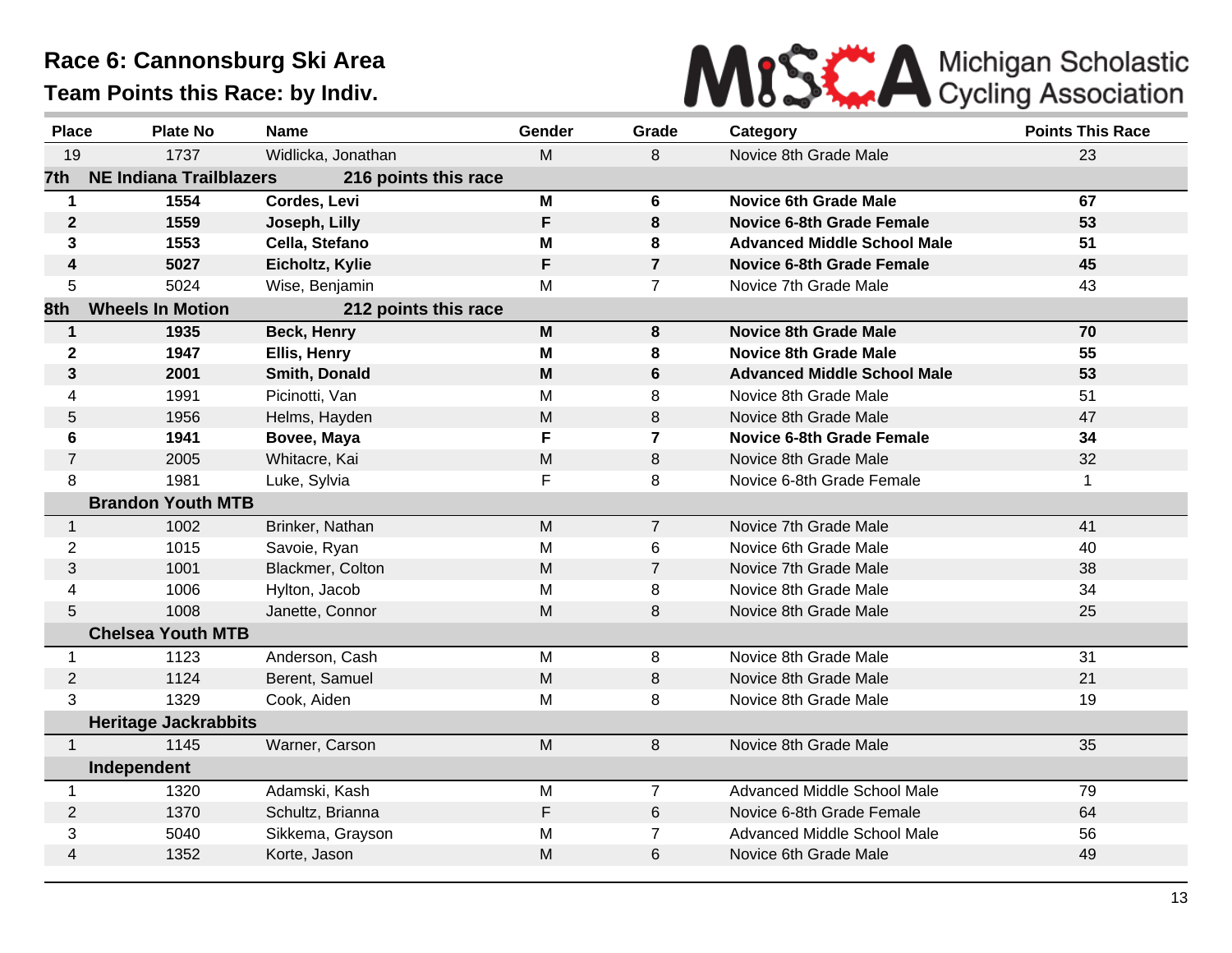# Race 6: Cannonsburg Ski Area

## Team Points this Race: by Indiv.

Michigan Scholastic Cycling Association

| Place | Plate No | Name | Gender | Grade | Category | Points This Race |
|---|---|---|---|---|---|---|
| 19 | 1737 | Widlicka, Jonathan | M | 8 | Novice 8th Grade Male | 23 |
| **7th** | **NE Indiana Trailblazers** | **216 points this race** | | | | |
| **1** | **1554** | **Cordes, Levi** | **M** | **6** | **Novice 6th Grade Male** | **67** |
| **2** | **1559** | **Joseph, Lilly** | **F** | **8** | **Novice 6-8th Grade Female** | **53** |
| **3** | **1553** | **Cella, Stefano** | **M** | **8** | **Advanced Middle School Male** | **51** |
| **4** | **5027** | **Eicholtz, Kylie** | **F** | **7** | **Novice 6-8th Grade Female** | **45** |
| 5 | 5024 | Wise, Benjamin | M | 7 | Novice 7th Grade Male | 43 |
| **8th** | **Wheels In Motion** | **212 points this race** | | | | |
| **1** | **1935** | **Beck, Henry** | **M** | **8** | **Novice 8th Grade Male** | **70** |
| **2** | **1947** | **Ellis, Henry** | **M** | **8** | **Novice 8th Grade Male** | **55** |
| **3** | **2001** | **Smith, Donald** | **M** | **6** | **Advanced Middle School Male** | **53** |
| 4 | 1991 | Picinotti, Van | M | 8 | Novice 8th Grade Male | 51 |
| 5 | 1956 | Helms, Hayden | M | 8 | Novice 8th Grade Male | 47 |
| **6** | **1941** | **Bovee, Maya** | **F** | **7** | **Novice 6-8th Grade Female** | **34** |
| 7 | 2005 | Whitacre, Kai | M | 8 | Novice 8th Grade Male | 32 |
| 8 | 1981 | Luke, Sylvia | F | 8 | Novice 6-8th Grade Female | 1 |
| | **Brandon Youth MTB** | | | | | |
| 1 | 1002 | Brinker, Nathan | M | 7 | Novice 7th Grade Male | 41 |
| 2 | 1015 | Savoie, Ryan | M | 6 | Novice 6th Grade Male | 40 |
| 3 | 1001 | Blackmer, Colton | M | 7 | Novice 7th Grade Male | 38 |
| 4 | 1006 | Hylton, Jacob | M | 8 | Novice 8th Grade Male | 34 |
| 5 | 1008 | Janette, Connor | M | 8 | Novice 8th Grade Male | 25 |
| | **Chelsea Youth MTB** | | | | | |
| 1 | 1123 | Anderson, Cash | M | 8 | Novice 8th Grade Male | 31 |
| 2 | 1124 | Berent, Samuel | M | 8 | Novice 8th Grade Male | 21 |
| 3 | 1329 | Cook, Aiden | M | 8 | Novice 8th Grade Male | 19 |
| | **Heritage Jackrabbits** | | | | | |
| 1 | 1145 | Warner, Carson | M | 8 | Novice 8th Grade Male | 35 |
| | **Independent** | | | | | |
| 1 | 1320 | Adamski, Kash | M | 7 | Advanced Middle School Male | 79 |
| 2 | 1370 | Schultz, Brianna | F | 6 | Novice 6-8th Grade Female | 64 |
| 3 | 5040 | Sikkema, Grayson | M | 7 | Advanced Middle School Male | 56 |
| 4 | 1352 | Korte, Jason | M | 6 | Novice 6th Grade Male | 49 |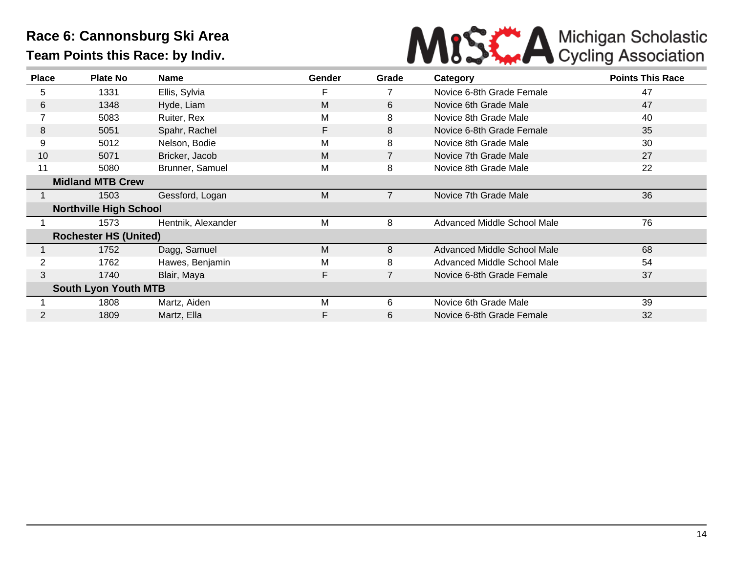## Race 6: Cannonsburg Ski Area

### Team Points this Race: by Indiv.

Michigan Scholastic Cycling Association

| Place | Plate No | Name | Gender | Grade | Category | Points This Race |
|---|---|---|---|---|---|---|
| 5 | 1331 | Ellis, Sylvia | F | 7 | Novice 6-8th Grade Female | 47 |
| 6 | 1348 | Hyde, Liam | M | 6 | Novice 6th Grade Male | 47 |
| 7 | 5083 | Ruiter, Rex | M | 8 | Novice 8th Grade Male | 40 |
| 8 | 5051 | Spahr, Rachel | F | 8 | Novice 6-8th Grade Female | 35 |
| 9 | 5012 | Nelson, Bodie | M | 8 | Novice 8th Grade Male | 30 |
| 10 | 5071 | Bricker, Jacob | M | 7 | Novice 7th Grade Male | 27 |
| 11 | 5080 | Brunner, Samuel | M | 8 | Novice 8th Grade Male | 22 |
| **Midland MTB Crew** | | | | | | |
| 1 | 1503 | Gessford, Logan | M | 7 | Novice 7th Grade Male | 36 |
| **Northville High School** | | | | | | |
| 1 | 1573 | Hentnik, Alexander | M | 8 | Advanced Middle School Male | 76 |
| **Rochester HS (United)** | | | | | | |
| 1 | 1752 | Dagg, Samuel | M | 8 | Advanced Middle School Male | 68 |
| 2 | 1762 | Hawes, Benjamin | M | 8 | Advanced Middle School Male | 54 |
| 3 | 1740 | Blair, Maya | F | 7 | Novice 6-8th Grade Female | 37 |
| **South Lyon Youth MTB** | | | | | | |
| 1 | 1808 | Martz, Aiden | M | 6 | Novice 6th Grade Male | 39 |
| 2 | 1809 | Martz, Ella | F | 6 | Novice 6-8th Grade Female | 32 |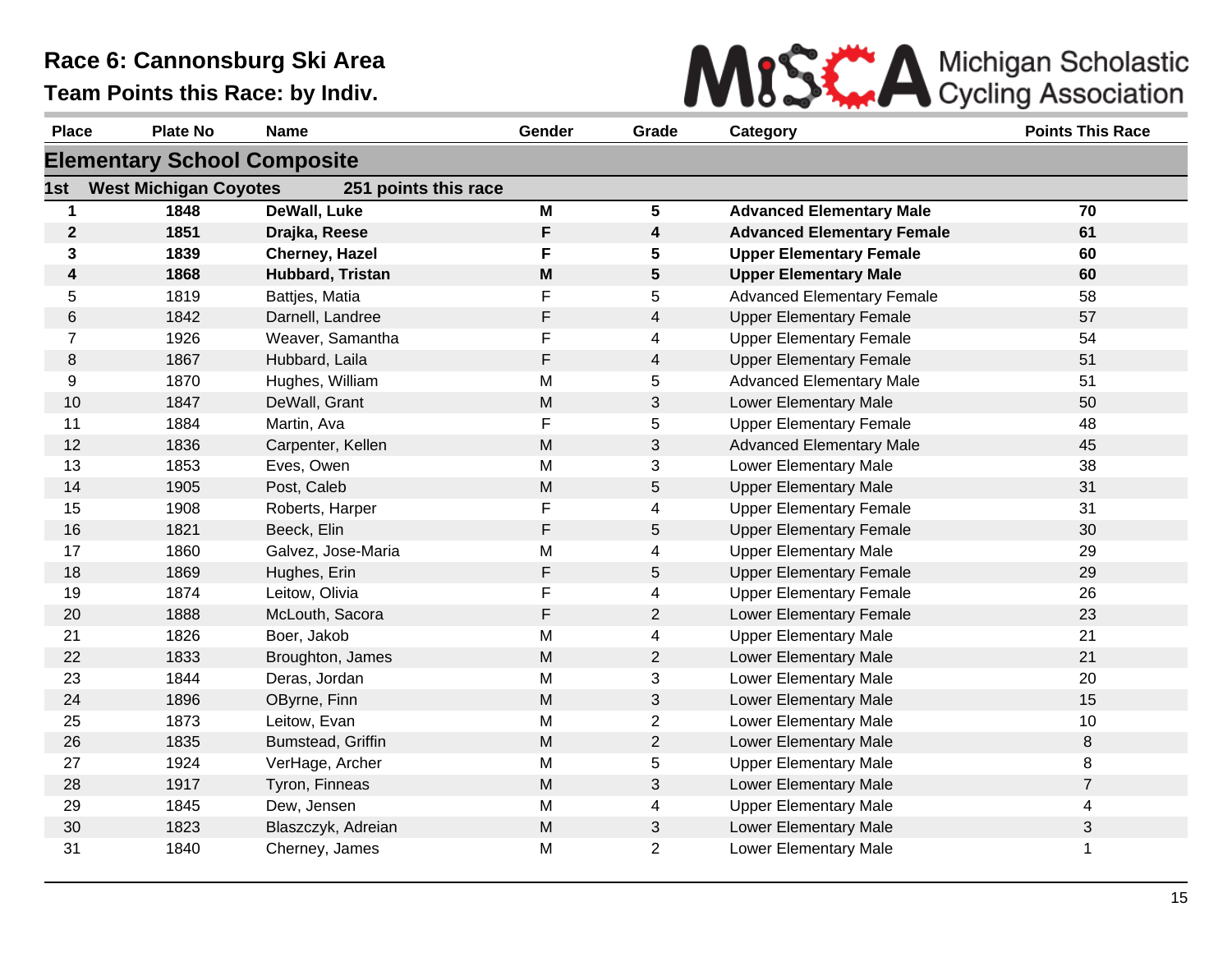# Race 6: Cannonsburg Ski Area

## Team Points this Race: by Indiv.

MiSCA Michigan Scholastic Cycling Association

### Elementary School Composite

**1st West Michigan Coyotes — 251 points this race**

| Place | Plate No | Name | Gender | Grade | Category | Points This Race |
|---|---|---|---|---|---|---|
| **1** | **1848** | **DeWall, Luke** | **M** | **5** | **Advanced Elementary Male** | **70** |
| **2** | **1851** | **Drajka, Reese** | **F** | **4** | **Advanced Elementary Female** | **61** |
| **3** | **1839** | **Cherney, Hazel** | **F** | **5** | **Upper Elementary Female** | **60** |
| **4** | **1868** | **Hubbard, Tristan** | **M** | **5** | **Upper Elementary Male** | **60** |
| 5 | 1819 | Battjes, Matia | F | 5 | Advanced Elementary Female | 58 |
| 6 | 1842 | Darnell, Landree | F | 4 | Upper Elementary Female | 57 |
| 7 | 1926 | Weaver, Samantha | F | 4 | Upper Elementary Female | 54 |
| 8 | 1867 | Hubbard, Laila | F | 4 | Upper Elementary Female | 51 |
| 9 | 1870 | Hughes, William | M | 5 | Advanced Elementary Male | 51 |
| 10 | 1847 | DeWall, Grant | M | 3 | Lower Elementary Male | 50 |
| 11 | 1884 | Martin, Ava | F | 5 | Upper Elementary Female | 48 |
| 12 | 1836 | Carpenter, Kellen | M | 3 | Advanced Elementary Male | 45 |
| 13 | 1853 | Eves, Owen | M | 3 | Lower Elementary Male | 38 |
| 14 | 1905 | Post, Caleb | M | 5 | Upper Elementary Male | 31 |
| 15 | 1908 | Roberts, Harper | F | 4 | Upper Elementary Female | 31 |
| 16 | 1821 | Beeck, Elin | F | 5 | Upper Elementary Female | 30 |
| 17 | 1860 | Galvez, Jose-Maria | M | 4 | Upper Elementary Male | 29 |
| 18 | 1869 | Hughes, Erin | F | 5 | Upper Elementary Female | 29 |
| 19 | 1874 | Leitow, Olivia | F | 4 | Upper Elementary Female | 26 |
| 20 | 1888 | McLouth, Sacora | F | 2 | Lower Elementary Female | 23 |
| 21 | 1826 | Boer, Jakob | M | 4 | Upper Elementary Male | 21 |
| 22 | 1833 | Broughton, James | M | 2 | Lower Elementary Male | 21 |
| 23 | 1844 | Deras, Jordan | M | 3 | Lower Elementary Male | 20 |
| 24 | 1896 | OByrne, Finn | M | 3 | Lower Elementary Male | 15 |
| 25 | 1873 | Leitow, Evan | M | 2 | Lower Elementary Male | 10 |
| 26 | 1835 | Bumstead, Griffin | M | 2 | Lower Elementary Male | 8 |
| 27 | 1924 | VerHage, Archer | M | 5 | Upper Elementary Male | 8 |
| 28 | 1917 | Tyron, Finneas | M | 3 | Lower Elementary Male | 7 |
| 29 | 1845 | Dew, Jensen | M | 4 | Upper Elementary Male | 4 |
| 30 | 1823 | Blaszczyk, Adreian | M | 3 | Lower Elementary Male | 3 |
| 31 | 1840 | Cherney, James | M | 2 | Lower Elementary Male | 1 |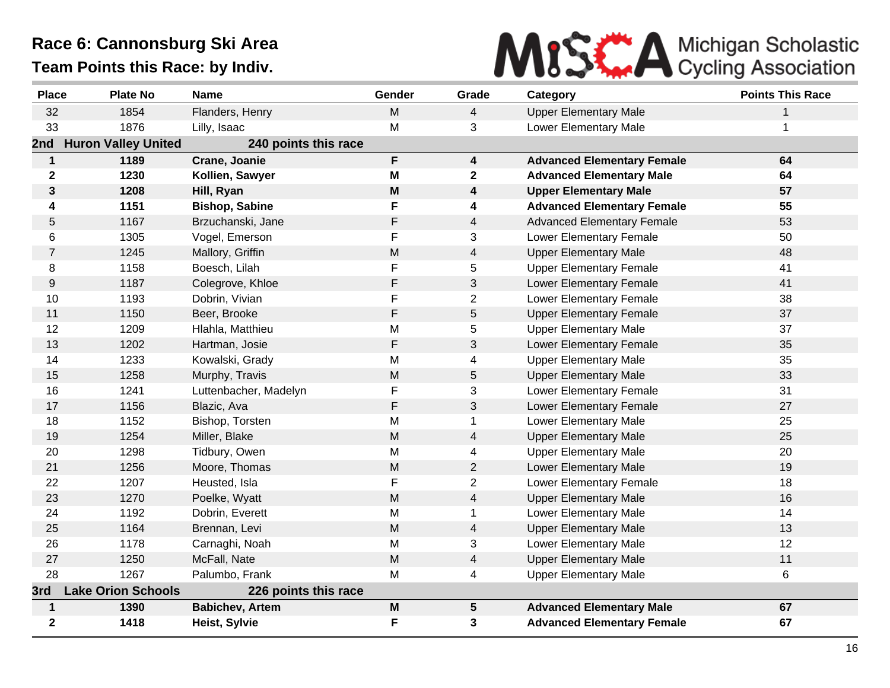# Race 6: Cannonsburg Ski Area

## Team Points this Race: by Indiv.

Michigan Scholastic Cycling Association

| Place | Plate No | Name | Gender | Grade | Category | Points This Race |
|---|---|---|---|---|---|---|
| 32 | 1854 | Flanders, Henry | M | 4 | Upper Elementary Male | 1 |
| 33 | 1876 | Lilly, Isaac | M | 3 | Lower Elementary Male | 1 |
| **2nd** | **Huron Valley United** | **240 points this race** | | | | |
| **1** | **1189** | **Crane, Joanie** | **F** | **4** | **Advanced Elementary Female** | **64** |
| **2** | **1230** | **Kollien, Sawyer** | **M** | **2** | **Advanced Elementary Male** | **64** |
| **3** | **1208** | **Hill, Ryan** | **M** | **4** | **Upper Elementary Male** | **57** |
| **4** | **1151** | **Bishop, Sabine** | **F** | **4** | **Advanced Elementary Female** | **55** |
| 5 | 1167 | Brzuchanski, Jane | F | 4 | Advanced Elementary Female | 53 |
| 6 | 1305 | Vogel, Emerson | F | 3 | Lower Elementary Female | 50 |
| 7 | 1245 | Mallory, Griffin | M | 4 | Upper Elementary Male | 48 |
| 8 | 1158 | Boesch, Lilah | F | 5 | Upper Elementary Female | 41 |
| 9 | 1187 | Colegrove, Khloe | F | 3 | Lower Elementary Female | 41 |
| 10 | 1193 | Dobrin, Vivian | F | 2 | Lower Elementary Female | 38 |
| 11 | 1150 | Beer, Brooke | F | 5 | Upper Elementary Female | 37 |
| 12 | 1209 | Hlahla, Matthieu | M | 5 | Upper Elementary Male | 37 |
| 13 | 1202 | Hartman, Josie | F | 3 | Lower Elementary Female | 35 |
| 14 | 1233 | Kowalski, Grady | M | 4 | Upper Elementary Male | 35 |
| 15 | 1258 | Murphy, Travis | M | 5 | Upper Elementary Male | 33 |
| 16 | 1241 | Luttenbacher, Madelyn | F | 3 | Lower Elementary Female | 31 |
| 17 | 1156 | Blazic, Ava | F | 3 | Lower Elementary Female | 27 |
| 18 | 1152 | Bishop, Torsten | M | 1 | Lower Elementary Male | 25 |
| 19 | 1254 | Miller, Blake | M | 4 | Upper Elementary Male | 25 |
| 20 | 1298 | Tidbury, Owen | M | 4 | Upper Elementary Male | 20 |
| 21 | 1256 | Moore, Thomas | M | 2 | Lower Elementary Male | 19 |
| 22 | 1207 | Heusted, Isla | F | 2 | Lower Elementary Female | 18 |
| 23 | 1270 | Poelke, Wyatt | M | 4 | Upper Elementary Male | 16 |
| 24 | 1192 | Dobrin, Everett | M | 1 | Lower Elementary Male | 14 |
| 25 | 1164 | Brennan, Levi | M | 4 | Upper Elementary Male | 13 |
| 26 | 1178 | Carnaghi, Noah | M | 3 | Lower Elementary Male | 12 |
| 27 | 1250 | McFall, Nate | M | 4 | Upper Elementary Male | 11 |
| 28 | 1267 | Palumbo, Frank | M | 4 | Upper Elementary Male | 6 |
| **3rd** | **Lake Orion Schools** | **226 points this race** | | | | |
| **1** | **1390** | **Babichev, Artem** | **M** | **5** | **Advanced Elementary Male** | **67** |
| **2** | **1418** | **Heist, Sylvie** | **F** | **3** | **Advanced Elementary Female** | **67** |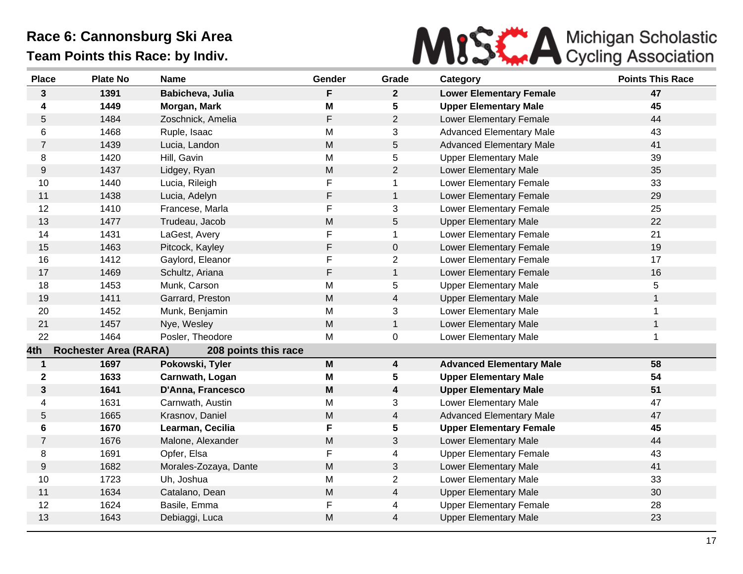# Race 6: Cannonsburg Ski Area

## Team Points this Race: by Indiv.

Michigan Scholastic Cycling Association

| Place | Plate No | Name | Gender | Grade | Category | Points This Race |
|---|---|---|---|---|---|---|
| **3** | **1391** | **Babicheva, Julia** | **F** | **2** | **Lower Elementary Female** | **47** |
| **4** | **1449** | **Morgan, Mark** | **M** | **5** | **Upper Elementary Male** | **45** |
| 5 | 1484 | Zoschnick, Amelia | F | 2 | Lower Elementary Female | 44 |
| 6 | 1468 | Ruple, Isaac | M | 3 | Advanced Elementary Male | 43 |
| 7 | 1439 | Lucia, Landon | M | 5 | Advanced Elementary Male | 41 |
| 8 | 1420 | Hill, Gavin | M | 5 | Upper Elementary Male | 39 |
| 9 | 1437 | Lidgey, Ryan | M | 2 | Lower Elementary Male | 35 |
| 10 | 1440 | Lucia, Rileigh | F | 1 | Lower Elementary Female | 33 |
| 11 | 1438 | Lucia, Adelyn | F | 1 | Lower Elementary Female | 29 |
| 12 | 1410 | Francese, Marla | F | 3 | Lower Elementary Female | 25 |
| 13 | 1477 | Trudeau, Jacob | M | 5 | Upper Elementary Male | 22 |
| 14 | 1431 | LaGest, Avery | F | 1 | Lower Elementary Female | 21 |
| 15 | 1463 | Pitcock, Kayley | F | 0 | Lower Elementary Female | 19 |
| 16 | 1412 | Gaylord, Eleanor | F | 2 | Lower Elementary Female | 17 |
| 17 | 1469 | Schultz, Ariana | F | 1 | Lower Elementary Female | 16 |
| 18 | 1453 | Munk, Carson | M | 5 | Upper Elementary Male | 5 |
| 19 | 1411 | Garrard, Preston | M | 4 | Upper Elementary Male | 1 |
| 20 | 1452 | Munk, Benjamin | M | 3 | Lower Elementary Male | 1 |
| 21 | 1457 | Nye, Wesley | M | 1 | Lower Elementary Male | 1 |
| 22 | 1464 | Posler, Theodore | M | 0 | Lower Elementary Male | 1 |
| **4th** | **Rochester Area (RARA)** | **208 points this race** | | | | |
| **1** | **1697** | **Pokowski, Tyler** | **M** | **4** | **Advanced Elementary Male** | **58** |
| **2** | **1633** | **Carnwath, Logan** | **M** | **5** | **Upper Elementary Male** | **54** |
| **3** | **1641** | **D'Anna, Francesco** | **M** | **4** | **Upper Elementary Male** | **51** |
| 4 | 1631 | Carnwath, Austin | M | 3 | Lower Elementary Male | 47 |
| 5 | 1665 | Krasnov, Daniel | M | 4 | Advanced Elementary Male | 47 |
| **6** | **1670** | **Learman, Cecilia** | **F** | **5** | **Upper Elementary Female** | **45** |
| 7 | 1676 | Malone, Alexander | M | 3 | Lower Elementary Male | 44 |
| 8 | 1691 | Opfer, Elsa | F | 4 | Upper Elementary Female | 43 |
| 9 | 1682 | Morales-Zozaya, Dante | M | 3 | Lower Elementary Male | 41 |
| 10 | 1723 | Uh, Joshua | M | 2 | Lower Elementary Male | 33 |
| 11 | 1634 | Catalano, Dean | M | 4 | Upper Elementary Male | 30 |
| 12 | 1624 | Basile, Emma | F | 4 | Upper Elementary Female | 28 |
| 13 | 1643 | Debiaggi, Luca | M | 4 | Upper Elementary Male | 23 |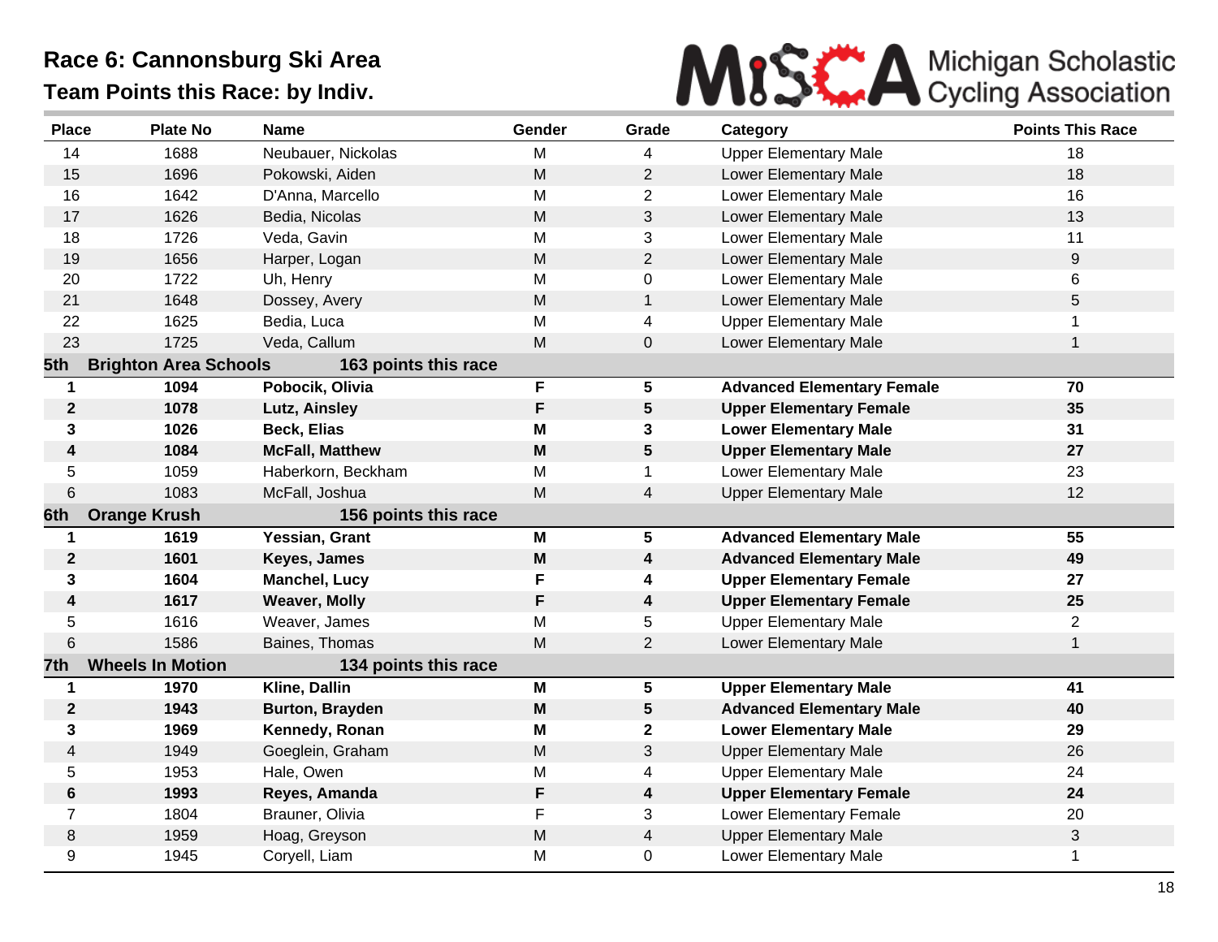# Race 6: Cannonsburg Ski Area

## Team Points this Race: by Indiv.

| Place | Plate No | Name | Gender | Grade | Category | Points This Race |
|---|---|---|---|---|---|---|
| 14 | 1688 | Neubauer, Nickolas | M | 4 | Upper Elementary Male | 18 |
| 15 | 1696 | Pokowski, Aiden | M | 2 | Lower Elementary Male | 18 |
| 16 | 1642 | D'Anna, Marcello | M | 2 | Lower Elementary Male | 16 |
| 17 | 1626 | Bedia, Nicolas | M | 3 | Lower Elementary Male | 13 |
| 18 | 1726 | Veda, Gavin | M | 3 | Lower Elementary Male | 11 |
| 19 | 1656 | Harper, Logan | M | 2 | Lower Elementary Male | 9 |
| 20 | 1722 | Uh, Henry | M | 0 | Lower Elementary Male | 6 |
| 21 | 1648 | Dossey, Avery | M | 1 | Lower Elementary Male | 5 |
| 22 | 1625 | Bedia, Luca | M | 4 | Upper Elementary Male | 1 |
| 23 | 1725 | Veda, Callum | M | 0 | Lower Elementary Male | 1 |
| **5th** | **Brighton Area Schools** | **163 points this race** | | | | |
| **1** | **1094** | **Pobocik, Olivia** | **F** | **5** | **Advanced Elementary Female** | **70** |
| **2** | **1078** | **Lutz, Ainsley** | **F** | **5** | **Upper Elementary Female** | **35** |
| **3** | **1026** | **Beck, Elias** | **M** | **3** | **Lower Elementary Male** | **31** |
| **4** | **1084** | **McFall, Matthew** | **M** | **5** | **Upper Elementary Male** | **27** |
| 5 | 1059 | Haberkorn, Beckham | M | 1 | Lower Elementary Male | 23 |
| 6 | 1083 | McFall, Joshua | M | 4 | Upper Elementary Male | 12 |
| **6th** | **Orange Krush** | **156 points this race** | | | | |
| **1** | **1619** | **Yessian, Grant** | **M** | **5** | **Advanced Elementary Male** | **55** |
| **2** | **1601** | **Keyes, James** | **M** | **4** | **Advanced Elementary Male** | **49** |
| **3** | **1604** | **Manchel, Lucy** | **F** | **4** | **Upper Elementary Female** | **27** |
| **4** | **1617** | **Weaver, Molly** | **F** | **4** | **Upper Elementary Female** | **25** |
| 5 | 1616 | Weaver, James | M | 5 | Upper Elementary Male | 2 |
| 6 | 1586 | Baines, Thomas | M | 2 | Lower Elementary Male | 1 |
| **7th** | **Wheels In Motion** | **134 points this race** | | | | |
| **1** | **1970** | **Kline, Dallin** | **M** | **5** | **Upper Elementary Male** | **41** |
| **2** | **1943** | **Burton, Brayden** | **M** | **5** | **Advanced Elementary Male** | **40** |
| **3** | **1969** | **Kennedy, Ronan** | **M** | **2** | **Lower Elementary Male** | **29** |
| 4 | 1949 | Goeglein, Graham | M | 3 | Upper Elementary Male | 26 |
| 5 | 1953 | Hale, Owen | M | 4 | Upper Elementary Male | 24 |
| **6** | **1993** | **Reyes, Amanda** | **F** | **4** | **Upper Elementary Female** | **24** |
| 7 | 1804 | Brauner, Olivia | F | 3 | Lower Elementary Female | 20 |
| 8 | 1959 | Hoag, Greyson | M | 4 | Upper Elementary Male | 3 |
| 9 | 1945 | Coryell, Liam | M | 0 | Lower Elementary Male | 1 |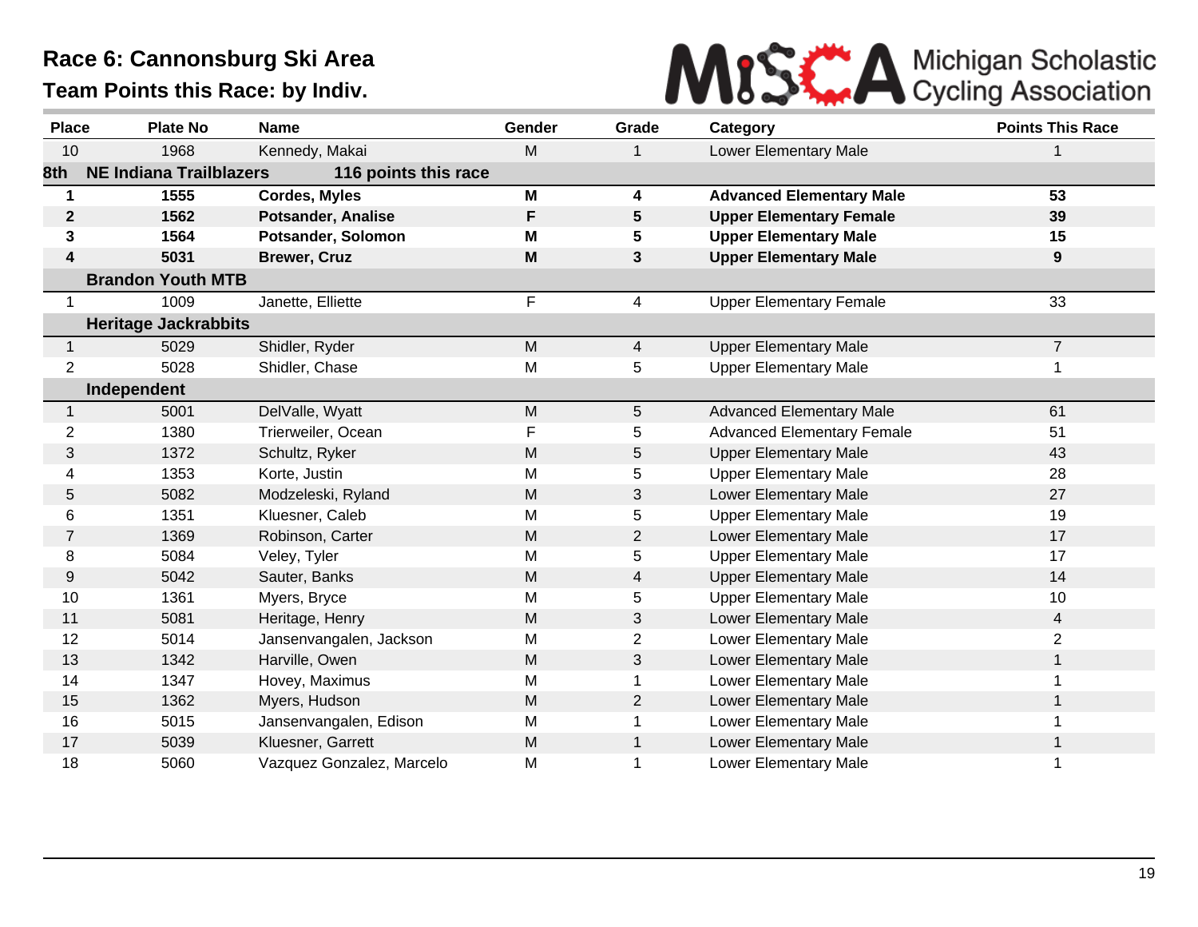# Race 6: Cannonsburg Ski Area

## Team Points this Race: by Indiv.

Michigan Scholastic Cycling Association

| Place | Plate No | Name | Gender | Grade | Category | Points This Race |
|---|---|---|---|---|---|---|
| 10 | 1968 | Kennedy, Makai | M | 1 | Lower Elementary Male | 1 |
| **8th** | **NE Indiana Trailblazers** | **116 points this race** | | | | |
| **1** | **1555** | **Cordes, Myles** | **M** | **4** | **Advanced Elementary Male** | **53** |
| **2** | **1562** | **Potsander, Analise** | **F** | **5** | **Upper Elementary Female** | **39** |
| **3** | **1564** | **Potsander, Solomon** | **M** | **5** | **Upper Elementary Male** | **15** |
| **4** | **5031** | **Brewer, Cruz** | **M** | **3** | **Upper Elementary Male** | **9** |
| | **Brandon Youth MTB** | | | | | |
| 1 | 1009 | Janette, Elliette | F | 4 | Upper Elementary Female | 33 |
| | **Heritage Jackrabbits** | | | | | |
| 1 | 5029 | Shidler, Ryder | M | 4 | Upper Elementary Male | 7 |
| 2 | 5028 | Shidler, Chase | M | 5 | Upper Elementary Male | 1 |
| | **Independent** | | | | | |
| 1 | 5001 | DelValle, Wyatt | M | 5 | Advanced Elementary Male | 61 |
| 2 | 1380 | Trierweiler, Ocean | F | 5 | Advanced Elementary Female | 51 |
| 3 | 1372 | Schultz, Ryker | M | 5 | Upper Elementary Male | 43 |
| 4 | 1353 | Korte, Justin | M | 5 | Upper Elementary Male | 28 |
| 5 | 5082 | Modzeleski, Ryland | M | 3 | Lower Elementary Male | 27 |
| 6 | 1351 | Kluesner, Caleb | M | 5 | Upper Elementary Male | 19 |
| 7 | 1369 | Robinson, Carter | M | 2 | Lower Elementary Male | 17 |
| 8 | 5084 | Veley, Tyler | M | 5 | Upper Elementary Male | 17 |
| 9 | 5042 | Sauter, Banks | M | 4 | Upper Elementary Male | 14 |
| 10 | 1361 | Myers, Bryce | M | 5 | Upper Elementary Male | 10 |
| 11 | 5081 | Heritage, Henry | M | 3 | Lower Elementary Male | 4 |
| 12 | 5014 | Jansenvangalen, Jackson | M | 2 | Lower Elementary Male | 2 |
| 13 | 1342 | Harville, Owen | M | 3 | Lower Elementary Male | 1 |
| 14 | 1347 | Hovey, Maximus | M | 1 | Lower Elementary Male | 1 |
| 15 | 1362 | Myers, Hudson | M | 2 | Lower Elementary Male | 1 |
| 16 | 5015 | Jansenvangalen, Edison | M | 1 | Lower Elementary Male | 1 |
| 17 | 5039 | Kluesner, Garrett | M | 1 | Lower Elementary Male | 1 |
| 18 | 5060 | Vazquez Gonzalez, Marcelo | M | 1 | Lower Elementary Male | 1 |